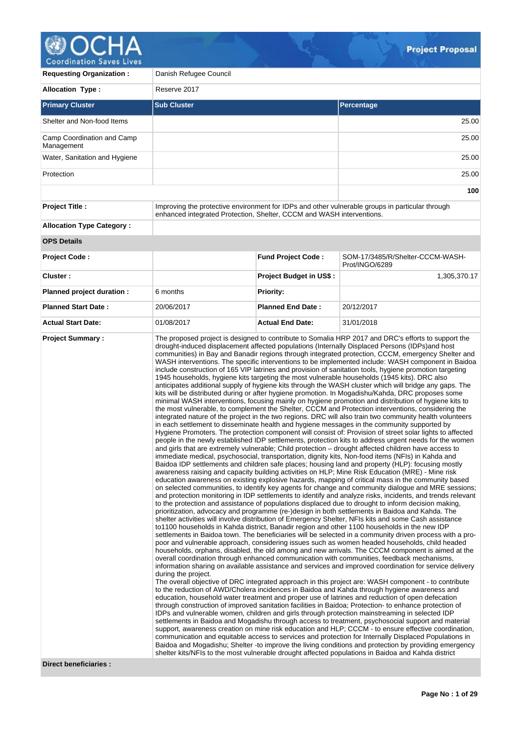# OCHA

Coordination Saves Lives

**Project Proposal**

| **Requesting Organization :** | Danish Refugee Council | | |
|---|---|---|---|
| **Allocation Type :** | Reserve 2017 | | |

| **Primary Cluster** | **Sub Cluster** | **Percentage** |
|---|---|---|
| Shelter and Non-food Items | | 25.00 |
| Camp Coordination and Camp Management | | 25.00 |
| Water, Sanitation and Hygiene | | 25.00 |
| Protection | | 25.00 |
| | | **100** |

| | |
|---|---|
| **Project Title :** | Improving the protective environment for IDPs and other vulnerable groups in particular through enhanced integrated Protection, Shelter, CCCM and WASH interventions. |
| **Allocation Type Category :** | |

**OPS Details**

| | | | |
|---|---|---|---|
| **Project Code :** | | **Fund Project Code :** | SOM-17/3485/R/Shelter-CCCM-WASH-Prot/INGO/6289 |
| **Cluster :** | | **Project Budget in US$ :** | 1,305,370.17 |
| **Planned project duration :** | 6 months | **Priority:** | |
| **Planned Start Date :** | 20/06/2017 | **Planned End Date :** | 20/12/2017 |
| **Actual Start Date:** | 01/08/2017 | **Actual End Date:** | 31/01/2018 |

**Project Summary :**

The proposed project is designed to contribute to Somalia HRP 2017 and DRC's efforts to support the drought-induced displacement affected populations (Internally Displaced Persons (IDPs)and host communities) in Bay and Banadir regions through integrated protection, CCCM, emergency Shelter and WASH interventions. The specific interventions to be implemented include: WASH component in Baidoa include construction of 165 VIP latrines and provision of sanitation tools, hygiene promotion targeting 1945 households, hygiene kits targeting the most vulnerable households (1945 kits). DRC also anticipates additional supply of hygiene kits through the WASH cluster which will bridge any gaps. The kits will be distributed during or after hygiene promotion. In Mogadishu/Kahda, DRC proposes some minimal WASH interventions, focusing mainly on hygiene promotion and distribution of hygiene kits to the most vulnerable, to complement the Shelter, CCCM and Protection interventions, considering the integrated nature of the project in the two regions. DRC will also train two community health volunteers in each settlement to disseminate health and hygiene messages in the community supported by Hygiene Promoters. The protection component will consist of: Provision of street solar lights to affected people in the newly established IDP settlements, protection kits to address urgent needs for the women and girls that are extremely vulnerable; Child protection – drought affected children have access to immediate medical, psychosocial, transportation, dignity kits, Non-food items (NFIs) in Kahda and Baidoa IDP settlements and children safe places; housing land and property (HLP): focusing mostly awareness raising and capacity building activities on HLP; Mine Risk Education (MRE) - Mine risk education awareness on existing explosive hazards, mapping of critical mass in the community based on selected communities, to identify key agents for change and community dialogue and MRE sessions; and protection monitoring in IDP settlements to identify and analyze risks, incidents, and trends relevant to the protection and assistance of populations displaced due to drought to inform decision making, prioritization, advocacy and programme (re-)design in both settlements in Baidoa and Kahda. The shelter activities will involve distribution of Emergency Shelter, NFIs kits and some Cash assistance to1100 households in Kahda district, Banadir region and other 1100 households in the new IDP settlements in Baidoa town. The beneficiaries will be selected in a community driven process with a pro-poor and vulnerable approach, considering issues such as women headed households, child headed households, orphans, disabled, the old among and new arrivals. The CCCM component is aimed at the overall coordination through enhanced communication with communities, feedback mechanisms, information sharing on available assistance and services and improved coordination for service delivery during the project.
The overall objective of DRC integrated approach in this project are: WASH component - to contribute to the reduction of AWD/Cholera incidences in Baidoa and Kahda through hygiene awareness and education, household water treatment and proper use of latrines and reduction of open defecation through construction of improved sanitation facilities in Baidoa; Protection- to enhance protection of IDPs and vulnerable women, children and girls through protection mainstreaming in selected IDP settlements in Baidoa and Mogadishu through access to treatment, psychosocial support and material support, awareness creation on mine risk education and HLP; CCCM - to ensure effective coordination, communication and equitable access to services and protection for Internally Displaced Populations in Baidoa and Mogadishu; Shelter -to improve the living conditions and protection by providing emergency shelter kits/NFIs to the most vulnerable drought affected populations in Baidoa and Kahda district

**Direct beneficiaries :**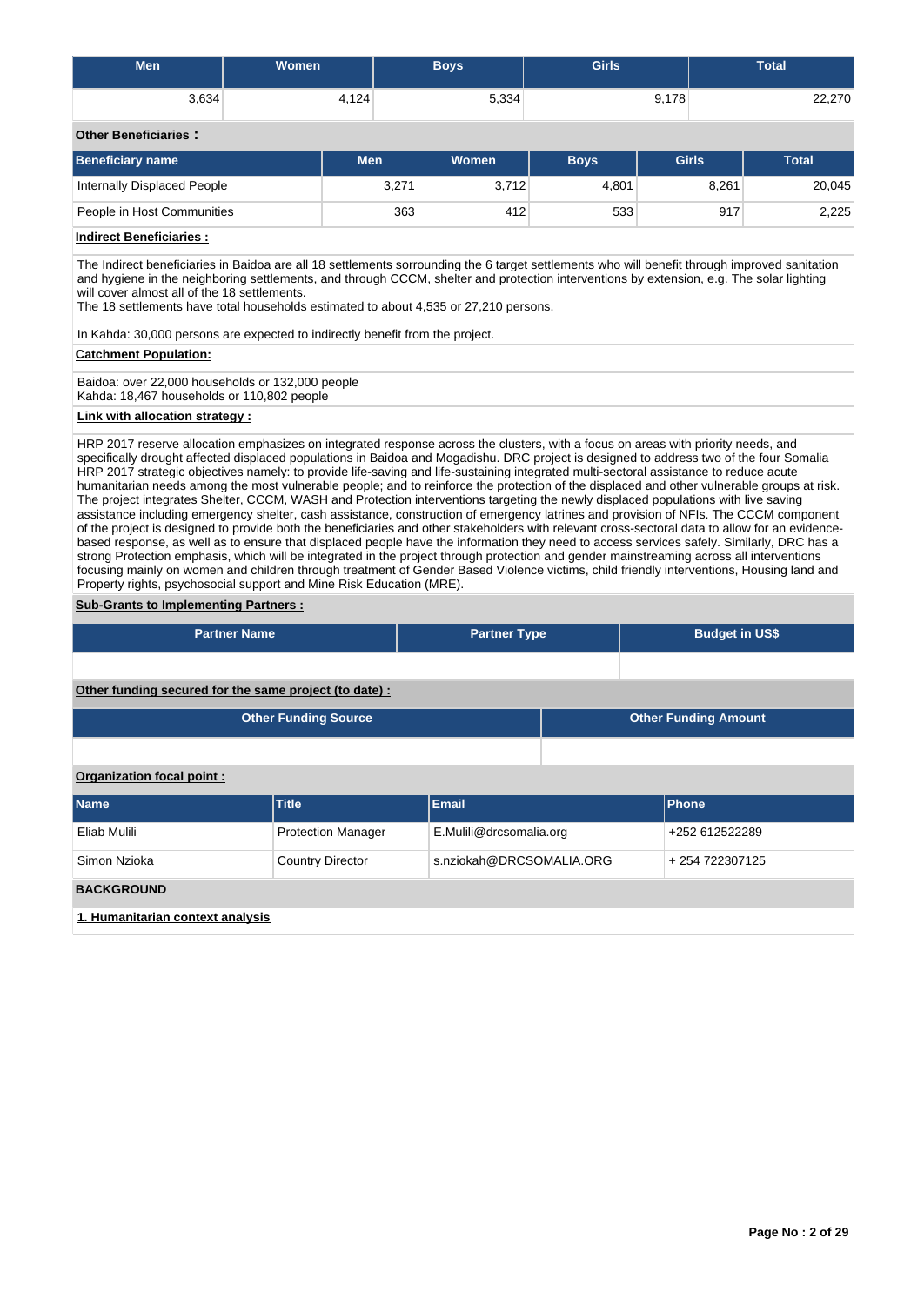| Men | Women | Boys | Girls | Total |
|---|---|---|---|---|
| 3,634 | 4,124 | 5,334 | 9,178 | 22,270 |

**Other Beneficiaries :**

| Beneficiary name | Men | Women | Boys | Girls | Total |
|---|---|---|---|---|---|
| Internally Displaced People | 3,271 | 3,712 | 4,801 | 8,261 | 20,045 |
| People in Host Communities | 363 | 412 | 533 | 917 | 2,225 |

**Indirect Beneficiaries :**

The Indirect beneficiaries in Baidoa are all 18 settlements sorrounding the 6 target settlements who will benefit through improved sanitation and hygiene in the neighboring settlements, and through CCCM, shelter and protection interventions by extension, e.g. The solar lighting will cover almost all of the 18 settlements.
The 18 settlements have total households estimated to about 4,535 or 27,210 persons.

In Kahda: 30,000 persons are expected to indirectly benefit from the project.

**Catchment Population:**

Baidoa: over 22,000 households or 132,000 people
Kahda: 18,467 households or 110,802 people

**Link with allocation strategy :**

HRP 2017 reserve allocation emphasizes on integrated response across the clusters, with a focus on areas with priority needs, and specifically drought affected displaced populations in Baidoa and Mogadishu. DRC project is designed to address two of the four Somalia HRP 2017 strategic objectives namely: to provide life-saving and life-sustaining integrated multi-sectoral assistance to reduce acute humanitarian needs among the most vulnerable people; and to reinforce the protection of the displaced and other vulnerable groups at risk. The project integrates Shelter, CCCM, WASH and Protection interventions targeting the newly displaced populations with live saving assistance including emergency shelter, cash assistance, construction of emergency latrines and provision of NFIs. The CCCM component of the project is designed to provide both the beneficiaries and other stakeholders with relevant cross-sectoral data to allow for an evidence-based response, as well as to ensure that displaced people have the information they need to access services safely. Similarly, DRC has a strong Protection emphasis, which will be integrated in the project through protection and gender mainstreaming across all interventions focusing mainly on women and children through treatment of Gender Based Violence victims, child friendly interventions, Housing land and Property rights, psychosocial support and Mine Risk Education (MRE).

**Sub-Grants to Implementing Partners :**

| Partner Name | Partner Type | Budget in US$ |
|---|---|---|
| | | |

**Other funding secured for the same project (to date) :**

| Other Funding Source | Other Funding Amount |
|---|---|
| | |

**Organization focal point :**

| Name | Title | Email | Phone |
|---|---|---|---|
| Eliab Mulili | Protection Manager | E.Mulili@drcsomalia.org | +252 612522289 |
| Simon Nzioka | Country Director | s.nziokah@DRCSOMALIA.ORG | + 254 722307125 |

**BACKGROUND**

**1. Humanitarian context analysis**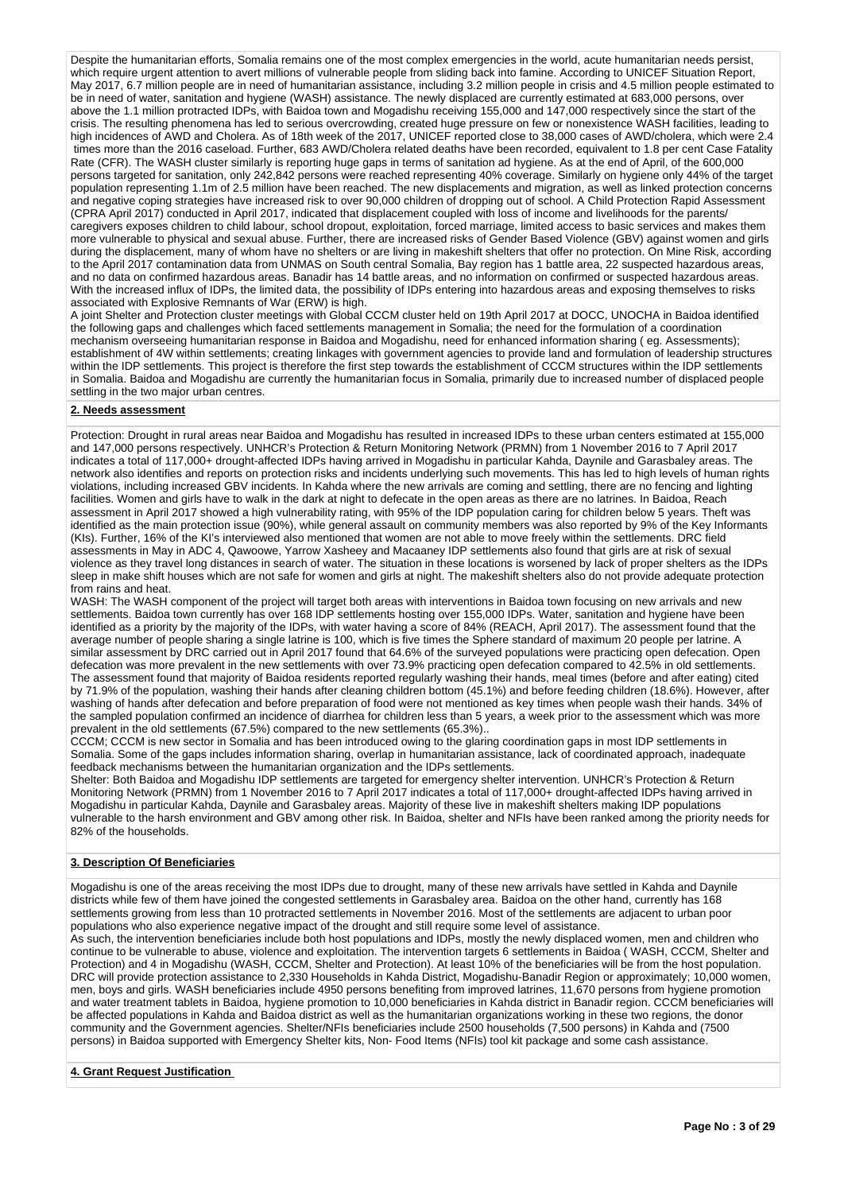Despite the humanitarian efforts, Somalia remains one of the most complex emergencies in the world, acute humanitarian needs persist, which require urgent attention to avert millions of vulnerable people from sliding back into famine. According to UNICEF Situation Report, May 2017, 6.7 million people are in need of humanitarian assistance, including 3.2 million people in crisis and 4.5 million people estimated to be in need of water, sanitation and hygiene (WASH) assistance. The newly displaced are currently estimated at 683,000 persons, over above the 1.1 million protracted IDPs, with Baidoa town and Mogadishu receiving 155,000 and 147,000 respectively since the start of the crisis. The resulting phenomena has led to serious overcrowding, created huge pressure on few or nonexistence WASH facilities, leading to high incidences of AWD and Cholera. As of 18th week of the 2017, UNICEF reported close to 38,000 cases of AWD/cholera, which were 2.4 times more than the 2016 caseload. Further, 683 AWD/Cholera related deaths have been recorded, equivalent to 1.8 per cent Case Fatality Rate (CFR). The WASH cluster similarly is reporting huge gaps in terms of sanitation ad hygiene. As at the end of April, of the 600,000 persons targeted for sanitation, only 242,842 persons were reached representing 40% coverage. Similarly on hygiene only 44% of the target population representing 1.1m of 2.5 million have been reached. The new displacements and migration, as well as linked protection concerns and negative coping strategies have increased risk to over 90,000 children of dropping out of school. A Child Protection Rapid Assessment (CPRA April 2017) conducted in April 2017, indicated that displacement coupled with loss of income and livelihoods for the parents/ caregivers exposes children to child labour, school dropout, exploitation, forced marriage, limited access to basic services and makes them more vulnerable to physical and sexual abuse. Further, there are increased risks of Gender Based Violence (GBV) against women and girls during the displacement, many of whom have no shelters or are living in makeshift shelters that offer no protection. On Mine Risk, according to the April 2017 contamination data from UNMAS on South central Somalia, Bay region has 1 battle area, 22 suspected hazardous areas, and no data on confirmed hazardous areas. Banadir has 14 battle areas, and no information on confirmed or suspected hazardous areas. With the increased influx of IDPs, the limited data, the possibility of IDPs entering into hazardous areas and exposing themselves to risks associated with Explosive Remnants of War (ERW) is high.

A joint Shelter and Protection cluster meetings with Global CCCM cluster held on 19th April 2017 at DOCC, UNOCHA in Baidoa identified the following gaps and challenges which faced settlements management in Somalia; the need for the formulation of a coordination mechanism overseeing humanitarian response in Baidoa and Mogadishu, need for enhanced information sharing ( eg. Assessments); establishment of 4W within settlements; creating linkages with government agencies to provide land and formulation of leadership structures within the IDP settlements. This project is therefore the first step towards the establishment of CCCM structures within the IDP settlements in Somalia. Baidoa and Mogadishu are currently the humanitarian focus in Somalia, primarily due to increased number of displaced people settling in the two major urban centres.

## 2. Needs assessment

Protection: Drought in rural areas near Baidoa and Mogadishu has resulted in increased IDPs to these urban centers estimated at 155,000 and 147,000 persons respectively. UNHCR's Protection & Return Monitoring Network (PRMN) from 1 November 2016 to 7 April 2017 indicates a total of 117,000+ drought-affected IDPs having arrived in Mogadishu in particular Kahda, Daynile and Garasbaley areas. The network also identifies and reports on protection risks and incidents underlying such movements. This has led to high levels of human rights violations, including increased GBV incidents. In Kahda where the new arrivals are coming and settling, there are no fencing and lighting facilities. Women and girls have to walk in the dark at night to defecate in the open areas as there are no latrines. In Baidoa, Reach assessment in April 2017 showed a high vulnerability rating, with 95% of the IDP population caring for children below 5 years. Theft was identified as the main protection issue (90%), while general assault on community members was also reported by 9% of the Key Informants (KIs). Further, 16% of the KI's interviewed also mentioned that women are not able to move freely within the settlements. DRC field assessments in May in ADC 4, Qawoowe, Yarrow Xasheey and Macaaney IDP settlements also found that girls are at risk of sexual violence as they travel long distances in search of water. The situation in these locations is worsened by lack of proper shelters as the IDPs sleep in make shift houses which are not safe for women and girls at night. The makeshift shelters also do not provide adequate protection from rains and heat.

WASH: The WASH component of the project will target both areas with interventions in Baidoa town focusing on new arrivals and new settlements. Baidoa town currently has over 168 IDP settlements hosting over 155,000 IDPs. Water, sanitation and hygiene have been identified as a priority by the majority of the IDPs, with water having a score of 84% (REACH, April 2017). The assessment found that the average number of people sharing a single latrine is 100, which is five times the Sphere standard of maximum 20 people per latrine. A similar assessment by DRC carried out in April 2017 found that 64.6% of the surveyed populations were practicing open defecation. Open defecation was more prevalent in the new settlements with over 73.9% practicing open defecation compared to 42.5% in old settlements. The assessment found that majority of Baidoa residents reported regularly washing their hands, meal times (before and after eating) cited by 71.9% of the population, washing their hands after cleaning children bottom (45.1%) and before feeding children (18.6%). However, after washing of hands after defecation and before preparation of food were not mentioned as key times when people wash their hands. 34% of the sampled population confirmed an incidence of diarrhea for children less than 5 years, a week prior to the assessment which was more prevalent in the old settlements (67.5%) compared to the new settlements (65.3%)..

CCCM; CCCM is new sector in Somalia and has been introduced owing to the glaring coordination gaps in most IDP settlements in Somalia. Some of the gaps includes information sharing, overlap in humanitarian assistance, lack of coordinated approach, inadequate feedback mechanisms between the humanitarian organization and the IDPs settlements.

Shelter: Both Baidoa and Mogadishu IDP settlements are targeted for emergency shelter intervention. UNHCR's Protection & Return Monitoring Network (PRMN) from 1 November 2016 to 7 April 2017 indicates a total of 117,000+ drought-affected IDPs having arrived in Mogadishu in particular Kahda, Daynile and Garasbaley areas. Majority of these live in makeshift shelters making IDP populations vulnerable to the harsh environment and GBV among other risk. In Baidoa, shelter and NFIs have been ranked among the priority needs for 82% of the households.

## 3. Description Of Beneficiaries

Mogadishu is one of the areas receiving the most IDPs due to drought, many of these new arrivals have settled in Kahda and Daynile districts while few of them have joined the congested settlements in Garasbaley area. Baidoa on the other hand, currently has 168 settlements growing from less than 10 protracted settlements in November 2016. Most of the settlements are adjacent to urban poor populations who also experience negative impact of the drought and still require some level of assistance.

As such, the intervention beneficiaries include both host populations and IDPs, mostly the newly displaced women, men and children who continue to be vulnerable to abuse, violence and exploitation. The intervention targets 6 settlements in Baidoa ( WASH, CCCM, Shelter and Protection) and 4 in Mogadishu (WASH, CCCM, Shelter and Protection). At least 10% of the beneficiaries will be from the host population. DRC will provide protection assistance to 2,330 Households in Kahda District, Mogadishu-Banadir Region or approximately; 10,000 women, men, boys and girls. WASH beneficiaries include 4950 persons benefiting from improved latrines, 11,670 persons from hygiene promotion and water treatment tablets in Baidoa, hygiene promotion to 10,000 beneficiaries in Kahda district in Banadir region. CCCM beneficiaries will be affected populations in Kahda and Baidoa district as well as the humanitarian organizations working in these two regions, the donor community and the Government agencies. Shelter/NFIs beneficiaries include 2500 households (7,500 persons) in Kahda and (7500 persons) in Baidoa supported with Emergency Shelter kits, Non- Food Items (NFIs) tool kit package and some cash assistance.

## 4. Grant Request Justification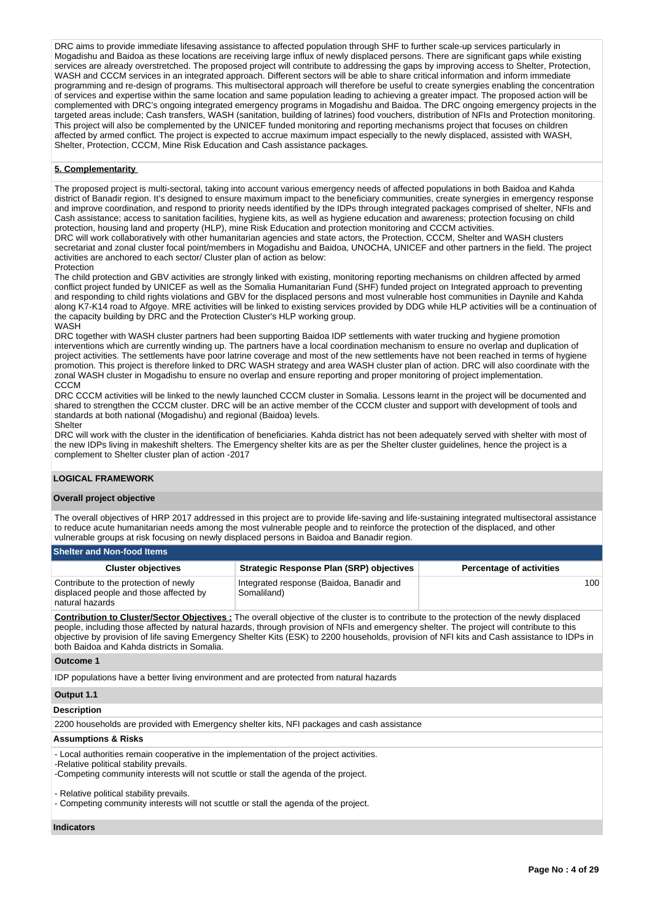DRC aims to provide immediate lifesaving assistance to affected population through SHF to further scale-up services particularly in Mogadishu and Baidoa as these locations are receiving large influx of newly displaced persons. There are significant gaps while existing services are already overstretched. The proposed project will contribute to addressing the gaps by improving access to Shelter, Protection, WASH and CCCM services in an integrated approach. Different sectors will be able to share critical information and inform immediate programming and re-design of programs. This multisectoral approach will therefore be useful to create synergies enabling the concentration of services and expertise within the same location and same population leading to achieving a greater impact. The proposed action will be complemented with DRC's ongoing integrated emergency programs in Mogadishu and Baidoa. The DRC ongoing emergency projects in the targeted areas include; Cash transfers, WASH (sanitation, building of latrines) food vouchers, distribution of NFIs and Protection monitoring. This project will also be complemented by the UNICEF funded monitoring and reporting mechanisms project that focuses on children affected by armed conflict. The project is expected to accrue maximum impact especially to the newly displaced, assisted with WASH, Shelter, Protection, CCCM, Mine Risk Education and Cash assistance packages.

**5. Complementarity**

The proposed project is multi-sectoral, taking into account various emergency needs of affected populations in both Baidoa and Kahda district of Banadir region. It's designed to ensure maximum impact to the beneficiary communities, create synergies in emergency response and improve coordination, and respond to priority needs identified by the IDPs through integrated packages comprised of shelter, NFIs and Cash assistance; access to sanitation facilities, hygiene kits, as well as hygiene education and awareness; protection focusing on child protection, housing land and property (HLP), mine Risk Education and protection monitoring and CCCM activities.
DRC will work collaboratively with other humanitarian agencies and state actors, the Protection, CCCM, Shelter and WASH clusters secretariat and zonal cluster focal point/members in Mogadishu and Baidoa, UNOCHA, UNICEF and other partners in the field. The project activities are anchored to each sector/ Cluster plan of action as below:
Protection
The child protection and GBV activities are strongly linked with existing, monitoring reporting mechanisms on children affected by armed conflict project funded by UNICEF as well as the Somalia Humanitarian Fund (SHF) funded project on Integrated approach to preventing and responding to child rights violations and GBV for the displaced persons and most vulnerable host communities in Daynile and Kahda along K7-K14 road to Afgoye. MRE activities will be linked to existing services provided by DDG while HLP activities will be a continuation of the capacity building by DRC and the Protection Cluster's HLP working group.
WASH
DRC together with WASH cluster partners had been supporting Baidoa IDP settlements with water trucking and hygiene promotion interventions which are currently winding up. The partners have a local coordination mechanism to ensure no overlap and duplication of project activities. The settlements have poor latrine coverage and most of the new settlements have not been reached in terms of hygiene promotion. This project is therefore linked to DRC WASH strategy and area WASH cluster plan of action. DRC will also coordinate with the zonal WASH cluster in Mogadishu to ensure no overlap and ensure reporting and proper monitoring of project implementation.
CCCM
DRC CCCM activities will be linked to the newly launched CCCM cluster in Somalia. Lessons learnt in the project will be documented and shared to strengthen the CCCM cluster. DRC will be an active member of the CCCM cluster and support with development of tools and standards at both national (Mogadishu) and regional (Baidoa) levels.
Shelter
DRC will work with the cluster in the identification of beneficiaries. Kahda district has not been adequately served with shelter with most of the new IDPs living in makeshift shelters. The Emergency shelter kits are as per the Shelter cluster guidelines, hence the project is a complement to Shelter cluster plan of action -2017

## LOGICAL FRAMEWORK

### Overall project objective

The overall objectives of HRP 2017 addressed in this project are to provide life-saving and life-sustaining integrated multisectoral assistance to reduce acute humanitarian needs among the most vulnerable people and to reinforce the protection of the displaced, and other vulnerable groups at risk focusing on newly displaced persons in Baidoa and Banadir region.

### Shelter and Non-food Items

| Cluster objectives | Strategic Response Plan (SRP) objectives | Percentage of activities |
|---|---|---|
| Contribute to the protection of newly displaced people and those affected by natural hazards | Integrated response (Baidoa, Banadir and Somaliland) | 100 |

**Contribution to Cluster/Sector Objectives :** The overall objective of the cluster is to contribute to the protection of the newly displaced people, including those affected by natural hazards, through provision of NFIs and emergency shelter. The project will contribute to this objective by provision of life saving Emergency Shelter Kits (ESK) to 2200 households, provision of NFI kits and Cash assistance to IDPs in both Baidoa and Kahda districts in Somalia.

**Outcome 1**

IDP populations have a better living environment and are protected from natural hazards

**Output 1.1**

**Description**

2200 households are provided with Emergency shelter kits, NFI packages and cash assistance

**Assumptions & Risks**

- Local authorities remain cooperative in the implementation of the project activities.
-Relative political stability prevails.
-Competing community interests will not scuttle or stall the agenda of the project.

- Relative political stability prevails.
- Competing community interests will not scuttle or stall the agenda of the project.

**Indicators**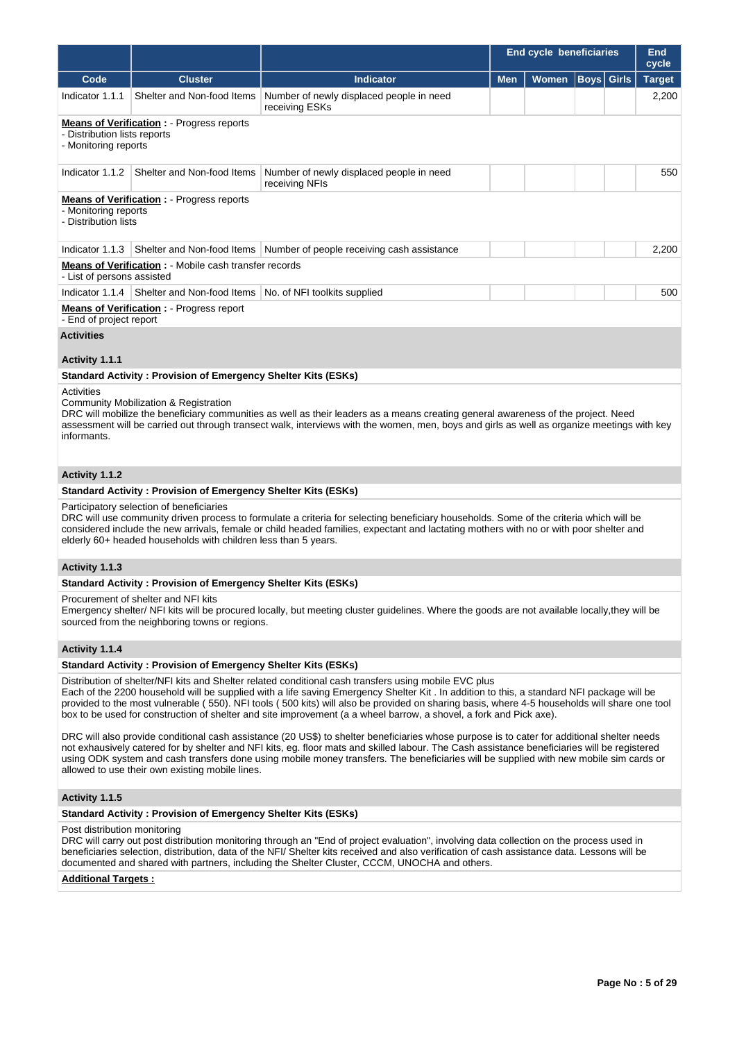| | | | End cycle beneficiaries | | | | End cycle |
|---|---|---|---|---|---|---|---|
| **Code** | **Cluster** | **Indicator** | **Men** | **Women** | **Boys** | **Girls** | **Target** |
| Indicator 1.1.1 | Shelter and Non-food Items | Number of newly displaced people in need receiving ESKs | | | | | 2,200 |

**Means of Verification :** - Progress reports
- Distribution lists reports
- Monitoring reports

| | | | | | | | |
|---|---|---|---|---|---|---|---|
| Indicator 1.1.2 | Shelter and Non-food Items | Number of newly displaced people in need receiving NFIs | | | | | 550 |

**Means of Verification :** - Progress reports
- Monitoring reports
- Distribution lists

| | | | | | | | |
|---|---|---|---|---|---|---|---|
| Indicator 1.1.3 | Shelter and Non-food Items | Number of people receiving cash assistance | | | | | 2,200 |

**Means of Verification :** - Mobile cash transfer records
- List of persons assisted

| | | | | | | | |
|---|---|---|---|---|---|---|---|
| Indicator 1.1.4 | Shelter and Non-food Items | No. of NFI toolkits supplied | | | | | 500 |

**Means of Verification :** - Progress report
- End of project report

**Activities**

**Activity 1.1.1**

**Standard Activity : Provision of Emergency Shelter Kits (ESKs)**

Activities
Community Mobilization & Registration
DRC will mobilize the beneficiary communities as well as their leaders as a means creating general awareness of the project. Need assessment will be carried out through transect walk, interviews with the women, men, boys and girls as well as organize meetings with key informants.

**Activity 1.1.2**

**Standard Activity : Provision of Emergency Shelter Kits (ESKs)**

Participatory selection of beneficiaries
DRC will use community driven process to formulate a criteria for selecting beneficiary households. Some of the criteria which will be considered include the new arrivals, female or child headed families, expectant and lactating mothers with no or with poor shelter and elderly 60+ headed households with children less than 5 years.

**Activity 1.1.3**

**Standard Activity : Provision of Emergency Shelter Kits (ESKs)**

Procurement of shelter and NFI kits
Emergency shelter/ NFI kits will be procured locally, but meeting cluster guidelines. Where the goods are not available locally,they will be sourced from the neighboring towns or regions.

**Activity 1.1.4**

**Standard Activity : Provision of Emergency Shelter Kits (ESKs)**

Distribution of shelter/NFI kits and Shelter related conditional cash transfers using mobile EVC plus
Each of the 2200 household will be supplied with a life saving Emergency Shelter Kit . In addition to this, a standard NFI package will be provided to the most vulnerable ( 550). NFI tools ( 500 kits) will also be provided on sharing basis, where 4-5 households will share one tool box to be used for construction of shelter and site improvement (a a wheel barrow, a shovel, a fork and Pick axe).

DRC will also provide conditional cash assistance (20 US$) to shelter beneficiaries whose purpose is to cater for additional shelter needs not exhaustively catered for by shelter and NFI kits, eg. floor mats and skilled labour. The Cash assistance beneficiaries will be registered using ODK system and cash transfers done using mobile money transfers. The beneficiaries will be supplied with new mobile sim cards or allowed to use their own existing mobile lines.

**Activity 1.1.5**

**Standard Activity : Provision of Emergency Shelter Kits (ESKs)**

Post distribution monitoring
DRC will carry out post distribution monitoring through an "End of project evaluation", involving data collection on the process used in beneficiaries selection, distribution, data of the NFI/ Shelter kits received and also verification of cash assistance data. Lessons will be documented and shared with partners, including the Shelter Cluster, CCCM, UNOCHA and others.

**Additional Targets :**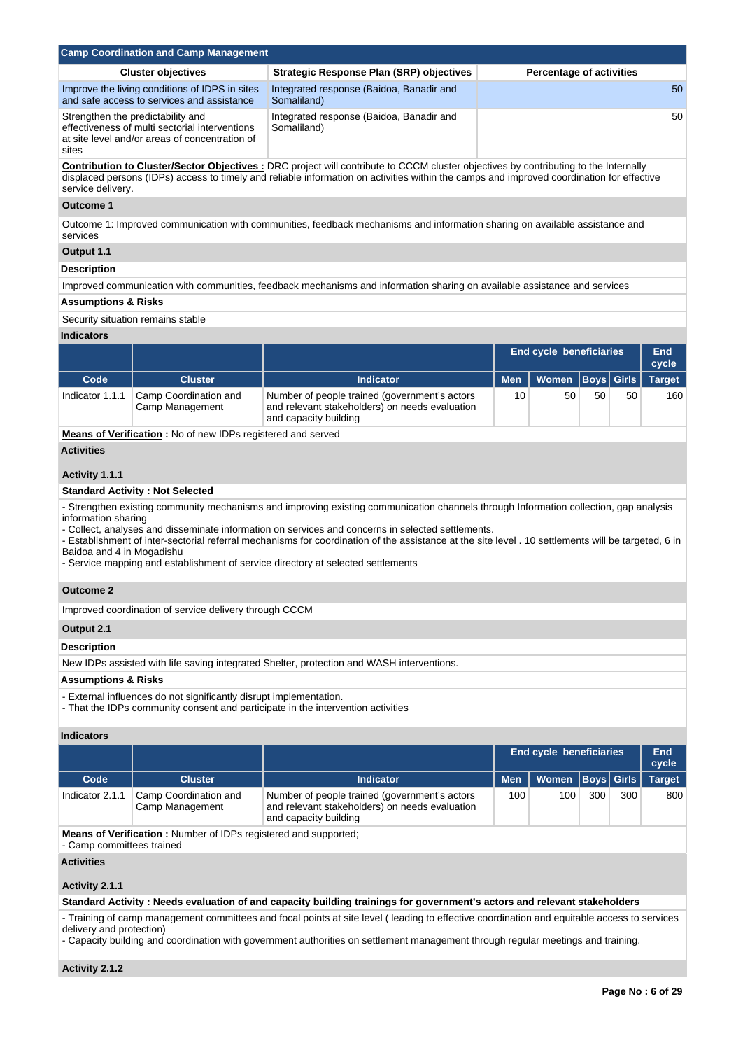## Camp Coordination and Camp Management

| Cluster objectives | Strategic Response Plan (SRP) objectives | Percentage of activities |
|---|---|---|
| Improve the living conditions of IDPS in sites and safe access to services and assistance | Integrated response (Baidoa, Banadir and Somaliland) | 50 |
| Strengthen the predictability and effectiveness of multi sectorial interventions at site level and/or areas of concentration of sites | Integrated response (Baidoa, Banadir and Somaliland) | 50 |

**Contribution to Cluster/Sector Objectives :** DRC project will contribute to CCCM cluster objectives by contributing to the Internally displaced persons (IDPs) access to timely and reliable information on activities within the camps and improved coordination for effective service delivery.

### Outcome 1

Outcome 1: Improved communication with communities, feedback mechanisms and information sharing on available assistance and services

### Output 1.1

**Description**

Improved communication with communities, feedback mechanisms and information sharing on available assistance and services

**Assumptions & Risks**

Security situation remains stable

**Indicators**

| | | | End cycle beneficiaries | | | | End cycle |
|---|---|---|---|---|---|---|---|
| Code | Cluster | Indicator | Men | Women | Boys | Girls | Target |
| Indicator 1.1.1 | Camp Coordination and Camp Management | Number of people trained (government's actors and relevant stakeholders) on needs evaluation and capacity building | 10 | 50 | 50 | 50 | 160 |

**Means of Verification :** No of new IDPs registered and served

**Activities**

**Activity 1.1.1**

**Standard Activity : Not Selected**

- Strengthen existing community mechanisms and improving existing communication channels through Information collection, gap analysis information sharing
- Collect, analyses and disseminate information on services and concerns in selected settlements.
- Establishment of inter-sectorial referral mechanisms for coordination of the assistance at the site level . 10 settlements will be targeted, 6 in Baidoa and 4 in Mogadishu
- Service mapping and establishment of service directory at selected settlements

### Outcome 2

Improved coordination of service delivery through CCCM

### Output 2.1

**Description**

New IDPs assisted with life saving integrated Shelter, protection and WASH interventions.

**Assumptions & Risks**

- External influences do not significantly disrupt implementation.
- That the IDPs community consent and participate in the intervention activities

**Indicators**

| | | | End cycle beneficiaries | | | | End cycle |
|---|---|---|---|---|---|---|---|
| Code | Cluster | Indicator | Men | Women | Boys | Girls | Target |
| Indicator 2.1.1 | Camp Coordination and Camp Management | Number of people trained (government's actors and relevant stakeholders) on needs evaluation and capacity building | 100 | 100 | 300 | 300 | 800 |

**Means of Verification :** Number of IDPs registered and supported;
- Camp committees trained

**Activities**

**Activity 2.1.1**

**Standard Activity : Needs evaluation of and capacity building trainings for government's actors and relevant stakeholders**

- Training of camp management committees and focal points at site level ( leading to effective coordination and equitable access to services delivery and protection)
- Capacity building and coordination with government authorities on settlement management through regular meetings and training.

**Activity 2.1.2**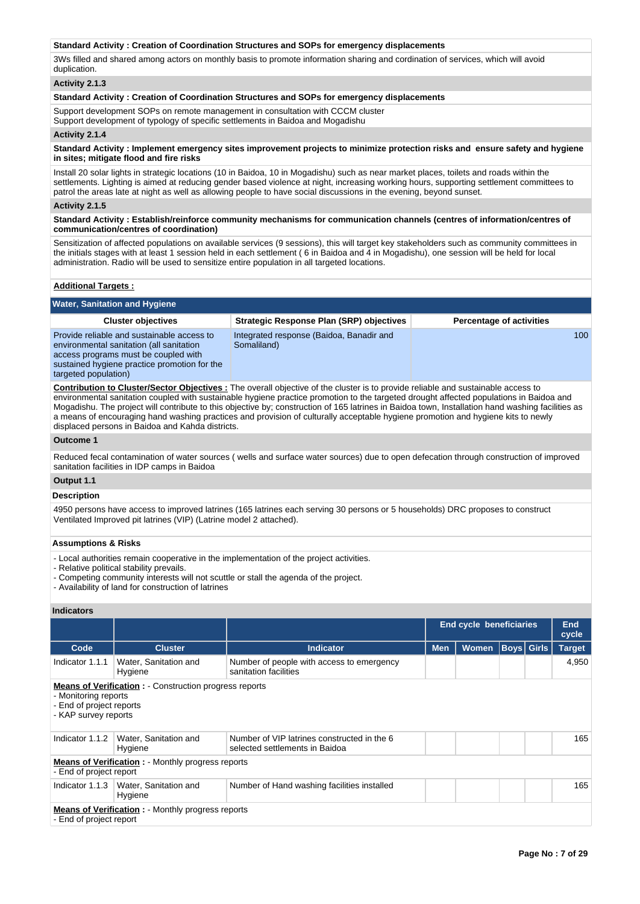**Standard Activity : Creation of Coordination Structures and SOPs for emergency displacements**

3Ws filled and shared among actors on monthly basis to promote information sharing and cordination of services, which will avoid duplication.

**Activity 2.1.3**

**Standard Activity : Creation of Coordination Structures and SOPs for emergency displacements**

Support development SOPs on remote management in consultation with CCCM cluster
Support development of typology of specific settlements in Baidoa and Mogadishu

**Activity 2.1.4**

**Standard Activity : Implement emergency sites improvement projects to minimize protection risks and ensure safety and hygiene in sites; mitigate flood and fire risks**

Install 20 solar lights in strategic locations (10 in Baidoa, 10 in Mogadishu) such as near market places, toilets and roads within the settlements. Lighting is aimed at reducing gender based violence at night, increasing working hours, supporting settlement committees to patrol the areas late at night as well as allowing people to have social discussions in the evening, beyond sunset.

**Activity 2.1.5**

**Standard Activity : Establish/reinforce community mechanisms for communication channels (centres of information/centres of communication/centres of coordination)**

Sensitization of affected populations on available services (9 sessions), this will target key stakeholders such as community committees in the initials stages with at least 1 session held in each settlement ( 6 in Baidoa and 4 in Mogadishu), one session will be held for local administration. Radio will be used to sensitize entire population in all targeted locations.

**Additional Targets :**

## Water, Sanitation and Hygiene

| Cluster objectives | Strategic Response Plan (SRP) objectives | Percentage of activities |
|---|---|---|
| Provide reliable and sustainable access to environmental sanitation (all sanitation access programs must be coupled with sustained hygiene practice promotion for the targeted population) | Integrated response (Baidoa, Banadir and Somaliland) | 100 |

**Contribution to Cluster/Sector Objectives :** The overall objective of the cluster is to provide reliable and sustainable access to environmental sanitation coupled with sustainable hygiene practice promotion to the targeted drought affected populations in Baidoa and Mogadishu. The project will contribute to this objective by; construction of 165 latrines in Baidoa town, Installation hand washing facilities as a means of encouraging hand washing practices and provision of culturally acceptable hygiene promotion and hygiene kits to newly displaced persons in Baidoa and Kahda districts.

**Outcome 1**

Reduced fecal contamination of water sources ( wells and surface water sources) due to open defecation through construction of improved sanitation facilities in IDP camps in Baidoa

**Output 1.1**

**Description**

4950 persons have access to improved latrines (165 latrines each serving 30 persons or 5 households) DRC proposes to construct Ventilated Improved pit latrines (VIP) (Latrine model 2 attached).

**Assumptions & Risks**

- Local authorities remain cooperative in the implementation of the project activities.
- Relative political stability prevails.
- Competing community interests will not scuttle or stall the agenda of the project.
- Availability of land for construction of latrines

**Indicators**

| | | | End cycle beneficiaries | | | | End cycle |
|---|---|---|---|---|---|---|---|
| Code | Cluster | Indicator | Men | Women | Boys | Girls | Target |
| Indicator 1.1.1 | Water, Sanitation and Hygiene | Number of people with access to emergency sanitation facilities | | | | | 4,950 |
| **Means of Verification :** - Construction progress reports<br>- Monitoring reports<br>- End of project reports<br>- KAP survey reports | | | | | | | |
| Indicator 1.1.2 | Water, Sanitation and Hygiene | Number of VIP latrines constructed in the 6 selected settlements in Baidoa | | | | | 165 |
| **Means of Verification :** - Monthly progress reports<br>- End of project report | | | | | | | |
| Indicator 1.1.3 | Water, Sanitation and Hygiene | Number of Hand washing facilities installed | | | | | 165 |
| **Means of Verification :** - Monthly progress reports<br>- End of project report | | | | | | | |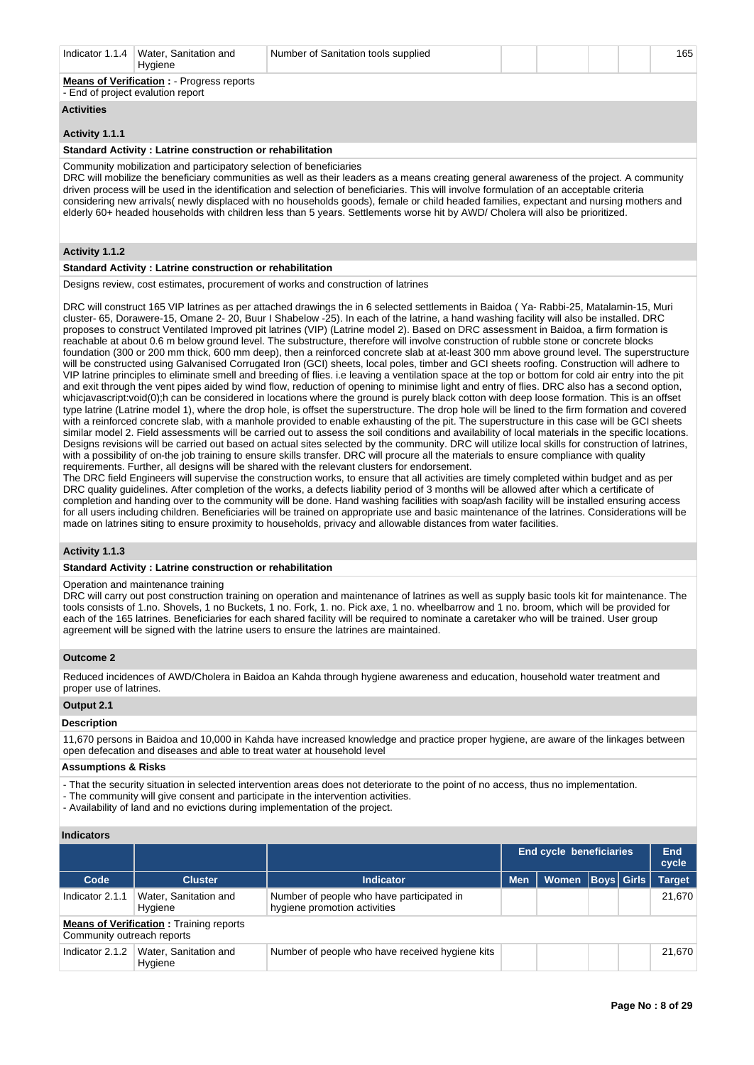| Indicator 1.1.4 | Water, Sanitation and Hygiene | Number of Sanitation tools supplied | | | | | 165 |
|---|---|---|---|---|---|---|---|

**Means of Verification :** - Progress reports
- End of project evalution report

**Activities**

**Activity 1.1.1**

**Standard Activity : Latrine construction or rehabilitation**

Community mobilization and participatory selection of beneficiaries
DRC will mobilize the beneficiary communities as well as their leaders as a means creating general awareness of the project. A community driven process will be used in the identification and selection of beneficiaries. This will involve formulation of an acceptable criteria considering new arrivals( newly displaced with no households goods), female or child headed families, expectant and nursing mothers and elderly 60+ headed households with children less than 5 years. Settlements worse hit by AWD/ Cholera will also be prioritized.

**Activity 1.1.2**

**Standard Activity : Latrine construction or rehabilitation**

Designs review, cost estimates, procurement of works and construction of latrines

DRC will construct 165 VIP latrines as per attached drawings the in 6 selected settlements in Baidoa ( Ya- Rabbi-25, Matalamin-15, Muri cluster- 65, Dorawere-15, Omane 2- 20, Buur I Shabelow -25). In each of the latrine, a hand washing facility will also be installed. DRC proposes to construct Ventilated Improved pit latrines (VIP) (Latrine model 2). Based on DRC assessment in Baidoa, a firm formation is reachable at about 0.6 m below ground level. The substructure, therefore will involve construction of rubble stone or concrete blocks foundation (300 or 200 mm thick, 600 mm deep), then a reinforced concrete slab at at-least 300 mm above ground level. The superstructure will be constructed using Galvanised Corrugated Iron (GCI) sheets, local poles, timber and GCI sheets roofing. Construction will adhere to VIP latrine principles to eliminate smell and breeding of flies. i.e leaving a ventilation space at the top or bottom for cold air entry into the pit and exit through the vent pipes aided by wind flow, reduction of opening to minimise light and entry of flies. DRC also has a second option, whicjavascript:void(0);h can be considered in locations where the ground is purely black cotton with deep loose formation. This is an offset type latrine (Latrine model 1), where the drop hole, is offset the superstructure. The drop hole will be lined to the firm formation and covered with a reinforced concrete slab, with a manhole provided to enable exhausting of the pit. The superstructure in this case will be GCI sheets similar model 2. Field assessments will be carried out to assess the soil conditions and availability of local materials in the specific locations. Designs revisions will be carried out based on actual sites selected by the community. DRC will utilize local skills for construction of latrines, with a possibility of on-the job training to ensure skills transfer. DRC will procure all the materials to ensure compliance with quality requirements. Further, all designs will be shared with the relevant clusters for endorsement.
The DRC field Engineers will supervise the construction works, to ensure that all activities are timely completed within budget and as per DRC quality guidelines. After completion of the works, a defects liability period of 3 months will be allowed after which a certificate of completion and handing over to the community will be done. Hand washing facilities with soap/ash facility will be installed ensuring access for all users including children. Beneficiaries will be trained on appropriate use and basic maintenance of the latrines. Considerations will be made on latrines siting to ensure proximity to households, privacy and allowable distances from water facilities.

**Activity 1.1.3**

**Standard Activity : Latrine construction or rehabilitation**

Operation and maintenance training
DRC will carry out post construction training on operation and maintenance of latrines as well as supply basic tools kit for maintenance. The tools consists of 1.no. Shovels, 1 no Buckets, 1 no. Fork, 1. no. Pick axe, 1 no. wheelbarrow and 1 no. broom, which will be provided for each of the 165 latrines. Beneficiaries for each shared facility will be required to nominate a caretaker who will be trained. User group agreement will be signed with the latrine users to ensure the latrines are maintained.

**Outcome 2**

Reduced incidences of AWD/Cholera in Baidoa an Kahda through hygiene awareness and education, household water treatment and proper use of latrines.

**Output 2.1**

**Description**

11,670 persons in Baidoa and 10,000 in Kahda have increased knowledge and practice proper hygiene, are aware of the linkages between open defecation and diseases and able to treat water at household level

**Assumptions & Risks**

- That the security situation in selected intervention areas does not deteriorate to the point of no access, thus no implementation.
- The community will give consent and participate in the intervention activities.
- Availability of land and no evictions during implementation of the project.

**Indicators**

| | | | End cycle beneficiaries | | | | End cycle |
|---|---|---|---|---|---|---|---|
| **Code** | **Cluster** | **Indicator** | **Men** | **Women** | **Boys** | **Girls** | **Target** |
| Indicator 2.1.1 | Water, Sanitation and Hygiene | Number of people who have participated in hygiene promotion activities | | | | | 21,670 |

**Means of Verification :** Training reports
Community outreach reports

| Indicator 2.1.2 | Water, Sanitation and Hygiene | Number of people who have received hygiene kits | | | | | 21,670 |
|---|---|---|---|---|---|---|---|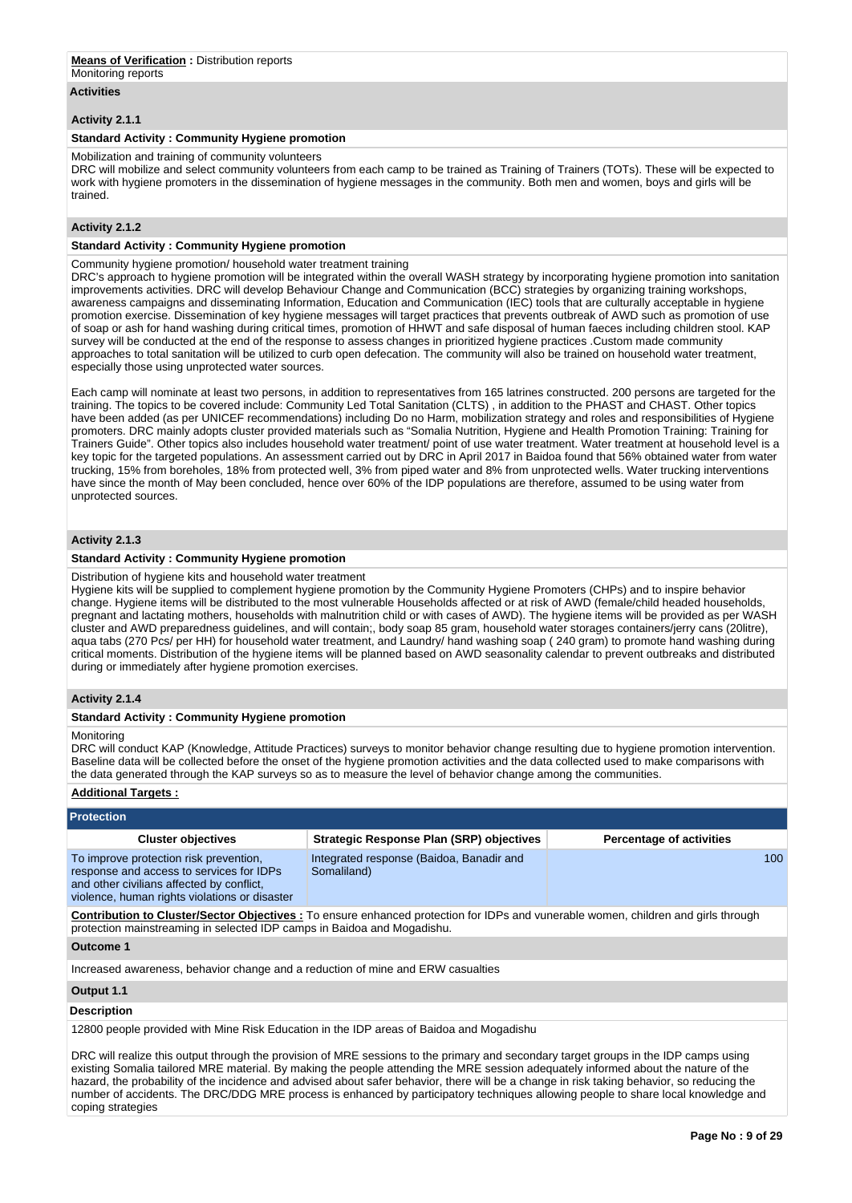**Means of Verification :** Distribution reports
Monitoring reports

**Activities**

**Activity 2.1.1**

**Standard Activity : Community Hygiene promotion**

Mobilization and training of community volunteers
DRC will mobilize and select community volunteers from each camp to be trained as Training of Trainers (TOTs). These will be expected to work with hygiene promoters in the dissemination of hygiene messages in the community. Both men and women, boys and girls will be trained.

**Activity 2.1.2**

**Standard Activity : Community Hygiene promotion**

Community hygiene promotion/ household water treatment training
DRC's approach to hygiene promotion will be integrated within the overall WASH strategy by incorporating hygiene promotion into sanitation improvements activities. DRC will develop Behaviour Change and Communication (BCC) strategies by organizing training workshops, awareness campaigns and disseminating Information, Education and Communication (IEC) tools that are culturally acceptable in hygiene promotion exercise. Dissemination of key hygiene messages will target practices that prevents outbreak of AWD such as promotion of use of soap or ash for hand washing during critical times, promotion of HHWT and safe disposal of human faeces including children stool. KAP survey will be conducted at the end of the response to assess changes in prioritized hygiene practices .Custom made community approaches to total sanitation will be utilized to curb open defecation. The community will also be trained on household water treatment, especially those using unprotected water sources.

Each camp will nominate at least two persons, in addition to representatives from 165 latrines constructed. 200 persons are targeted for the training. The topics to be covered include: Community Led Total Sanitation (CLTS) , in addition to the PHAST and CHAST. Other topics have been added (as per UNICEF recommendations) including Do no Harm, mobilization strategy and roles and responsibilities of Hygiene promoters. DRC mainly adopts cluster provided materials such as "Somalia Nutrition, Hygiene and Health Promotion Training: Training for Trainers Guide". Other topics also includes household water treatment/ point of use water treatment. Water treatment at household level is a key topic for the targeted populations. An assessment carried out by DRC in April 2017 in Baidoa found that 56% obtained water from water trucking, 15% from boreholes, 18% from protected well, 3% from piped water and 8% from unprotected wells. Water trucking interventions have since the month of May been concluded, hence over 60% of the IDP populations are therefore, assumed to be using water from unprotected sources.

**Activity 2.1.3**

**Standard Activity : Community Hygiene promotion**

Distribution of hygiene kits and household water treatment
Hygiene kits will be supplied to complement hygiene promotion by the Community Hygiene Promoters (CHPs) and to inspire behavior change. Hygiene items will be distributed to the most vulnerable Households affected or at risk of AWD (female/child headed households, pregnant and lactating mothers, households with malnutrition child or with cases of AWD). The hygiene items will be provided as per WASH cluster and AWD preparedness guidelines, and will contain;, body soap 85 gram, household water storages containers/jerry cans (20litre), aqua tabs (270 Pcs/ per HH) for household water treatment, and Laundry/ hand washing soap ( 240 gram) to promote hand washing during critical moments. Distribution of the hygiene items will be planned based on AWD seasonality calendar to prevent outbreaks and distributed during or immediately after hygiene promotion exercises.

**Activity 2.1.4**

**Standard Activity : Community Hygiene promotion**

Monitoring
DRC will conduct KAP (Knowledge, Attitude Practices) surveys to monitor behavior change resulting due to hygiene promotion intervention. Baseline data will be collected before the onset of the hygiene promotion activities and the data collected used to make comparisons with the data generated through the KAP surveys so as to measure the level of behavior change among the communities.

**Additional Targets :**

## Protection

| Cluster objectives | Strategic Response Plan (SRP) objectives | Percentage of activities |
|---|---|---|
| To improve protection risk prevention, response and access to services for IDPs and other civilians affected by conflict, violence, human rights violations or disaster | Integrated response (Baidoa, Banadir and Somaliland) | 100 |

**Contribution to Cluster/Sector Objectives :** To ensure enhanced protection for IDPs and vunerable women, children and girls through protection mainstreaming in selected IDP camps in Baidoa and Mogadishu.

**Outcome 1**

Increased awareness, behavior change and a reduction of mine and ERW casualties

**Output 1.1**

**Description**

12800 people provided with Mine Risk Education in the IDP areas of Baidoa and Mogadishu

DRC will realize this output through the provision of MRE sessions to the primary and secondary target groups in the IDP camps using existing Somalia tailored MRE material. By making the people attending the MRE session adequately informed about the nature of the hazard, the probability of the incidence and advised about safer behavior, there will be a change in risk taking behavior, so reducing the number of accidents. The DRC/DDG MRE process is enhanced by participatory techniques allowing people to share local knowledge and coping strategies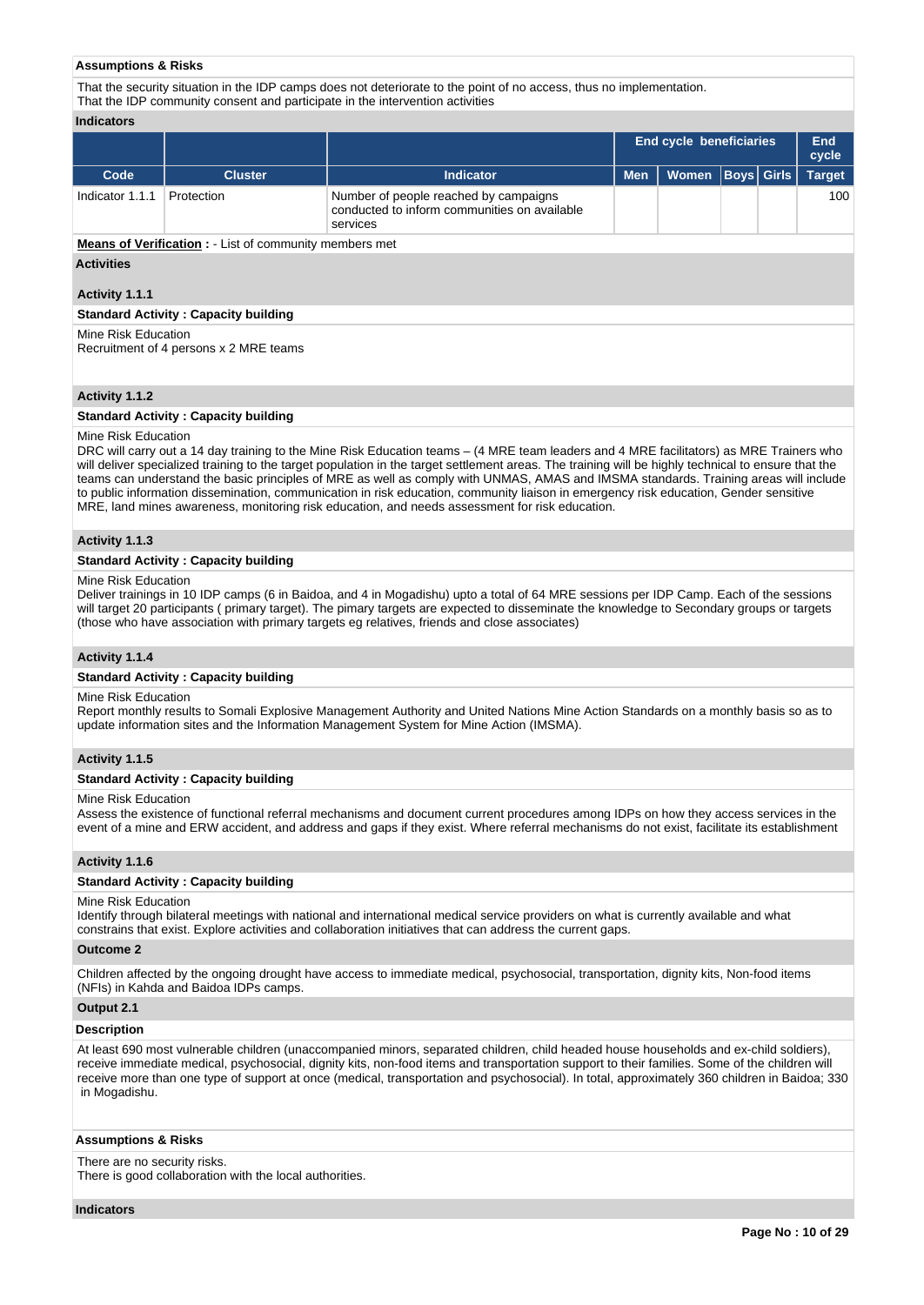**Assumptions & Risks**

That the security situation in the IDP camps does not deteriorate to the point of no access, thus no implementation.
That the IDP community consent and participate in the intervention activities

**Indicators**

| | | | End cycle beneficiaries | | | | End cycle |
|---|---|---|---|---|---|---|---|
| **Code** | **Cluster** | **Indicator** | **Men** | **Women** | **Boys** | **Girls** | **Target** |
| Indicator 1.1.1 | Protection | Number of people reached by campaigns conducted to inform communities on available services | | | | | 100 |

**Means of Verification :** - List of community members met

**Activities**

**Activity 1.1.1**

**Standard Activity : Capacity building**

Mine Risk Education
Recruitment of 4 persons x 2 MRE teams

**Activity 1.1.2**

**Standard Activity : Capacity building**

Mine Risk Education
DRC will carry out a 14 day training to the Mine Risk Education teams – (4 MRE team leaders and 4 MRE facilitators) as MRE Trainers who will deliver specialized training to the target population in the target settlement areas. The training will be highly technical to ensure that the teams can understand the basic principles of MRE as well as comply with UNMAS, AMAS and IMSMA standards. Training areas will include to public information dissemination, communication in risk education, community liaison in emergency risk education, Gender sensitive MRE, land mines awareness, monitoring risk education, and needs assessment for risk education.

**Activity 1.1.3**

**Standard Activity : Capacity building**

Mine Risk Education
Deliver trainings in 10 IDP camps (6 in Baidoa, and 4 in Mogadishu) upto a total of 64 MRE sessions per IDP Camp. Each of the sessions will target 20 participants ( primary target). The pimary targets are expected to disseminate the knowledge to Secondary groups or targets (those who have association with primary targets eg relatives, friends and close associates)

**Activity 1.1.4**

**Standard Activity : Capacity building**

Mine Risk Education
Report monthly results to Somali Explosive Management Authority and United Nations Mine Action Standards on a monthly basis so as to update information sites and the Information Management System for Mine Action (IMSMA).

**Activity 1.1.5**

**Standard Activity : Capacity building**

Mine Risk Education
Assess the existence of functional referral mechanisms and document current procedures among IDPs on how they access services in the event of a mine and ERW accident, and address and gaps if they exist. Where referral mechanisms do not exist, facilitate its establishment

**Activity 1.1.6**

**Standard Activity : Capacity building**

Mine Risk Education
Identify through bilateral meetings with national and international medical service providers on what is currently available and what constrains that exist. Explore activities and collaboration initiatives that can address the current gaps.

**Outcome 2**

Children affected by the ongoing drought have access to immediate medical, psychosocial, transportation, dignity kits, Non-food items (NFIs) in Kahda and Baidoa IDPs camps.

**Output 2.1**

**Description**

At least 690 most vulnerable children (unaccompanied minors, separated children, child headed house households and ex-child soldiers), receive immediate medical, psychosocial, dignity kits, non-food items and transportation support to their families. Some of the children will receive more than one type of support at once (medical, transportation and psychosocial). In total, approximately 360 children in Baidoa; 330 in Mogadishu.

**Assumptions & Risks**

There are no security risks.
There is good collaboration with the local authorities.

**Indicators**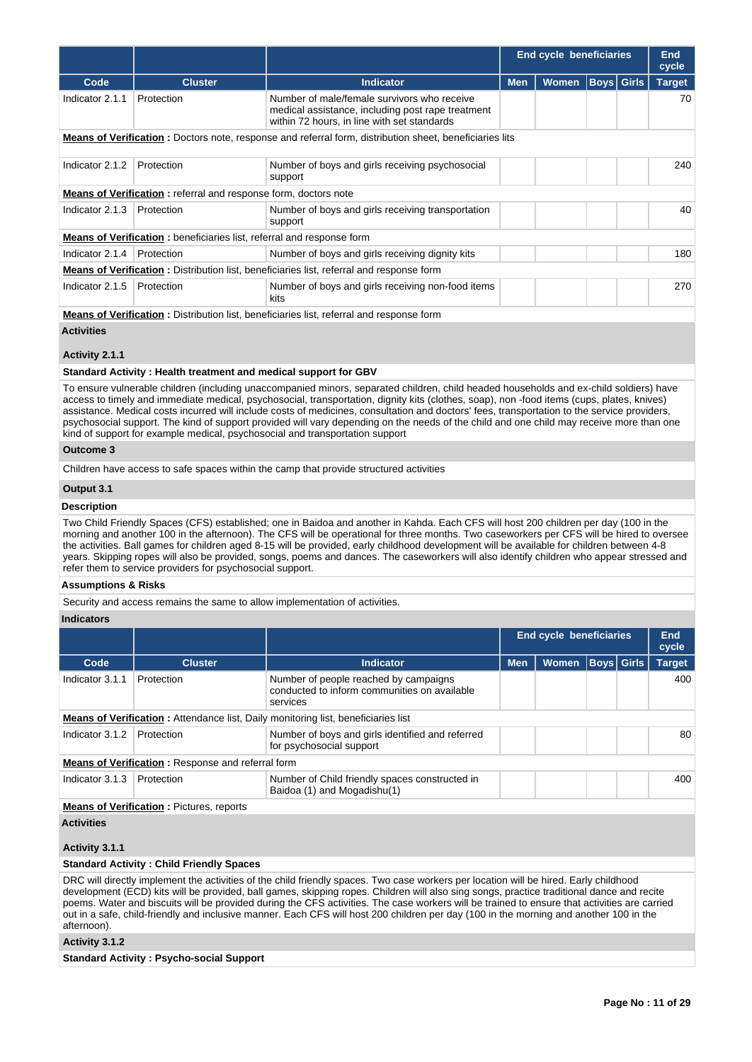| | | | End cycle beneficiaries | | | | End cycle |
|---|---|---|---|---|---|---|---|
| **Code** | **Cluster** | **Indicator** | **Men** | **Women** | **Boys** | **Girls** | **Target** |
| Indicator 2.1.1 | Protection | Number of male/female survivors who receive medical assistance, including post rape treatment within 72 hours, in line with set standards | | | | | 70 |

**Means of Verification :** Doctors note, response and referral form, distribution sheet, beneficiaries lits

| Code | Cluster | Indicator | Men | Women | Boys | Girls | Target |
|---|---|---|---|---|---|---|---|
| Indicator 2.1.2 | Protection | Number of boys and girls receiving psychosocial support | | | | | 240 |

**Means of Verification :** referral and response form, doctors note

| Code | Cluster | Indicator | Men | Women | Boys | Girls | Target |
|---|---|---|---|---|---|---|---|
| Indicator 2.1.3 | Protection | Number of boys and girls receiving transportation support | | | | | 40 |

**Means of Verification :** beneficiaries list, referral and response form

| Code | Cluster | Indicator | Men | Women | Boys | Girls | Target |
|---|---|---|---|---|---|---|---|
| Indicator 2.1.4 | Protection | Number of boys and girls receiving dignity kits | | | | | 180 |

**Means of Verification :** Distribution list, beneficiaries list, referral and response form

| Code | Cluster | Indicator | Men | Women | Boys | Girls | Target |
|---|---|---|---|---|---|---|---|
| Indicator 2.1.5 | Protection | Number of boys and girls receiving non-food items kits | | | | | 270 |

**Means of Verification :** Distribution list, beneficiaries list, referral and response form

**Activities**

**Activity 2.1.1**

**Standard Activity : Health treatment and medical support for GBV**

To ensure vulnerable children (including unaccompanied minors, separated children, child headed households and ex-child soldiers) have access to timely and immediate medical, psychosocial, transportation, dignity kits (clothes, soap), non -food items (cups, plates, knives) assistance. Medical costs incurred will include costs of medicines, consultation and doctors' fees, transportation to the service providers, psychosocial support. The kind of support provided will vary depending on the needs of the child and one child may receive more than one kind of support for example medical, psychosocial and transportation support

**Outcome 3**

Children have access to safe spaces within the camp that provide structured activities

**Output 3.1**

**Description**

Two Child Friendly Spaces (CFS) established; one in Baidoa and another in Kahda. Each CFS will host 200 children per day (100 in the morning and another 100 in the afternoon). The CFS will be operational for three months. Two caseworkers per CFS will be hired to oversee the activities. Ball games for children aged 8-15 will be provided, early childhood development will be available for children between 4-8 years. Skipping ropes will also be provided, songs, poems and dances. The caseworkers will also identify children who appear stressed and refer them to service providers for psychosocial support.

**Assumptions & Risks**

Security and access remains the same to allow implementation of activities.

**Indicators**

| | | | End cycle beneficiaries | | | | End cycle |
|---|---|---|---|---|---|---|---|
| **Code** | **Cluster** | **Indicator** | **Men** | **Women** | **Boys** | **Girls** | **Target** |
| Indicator 3.1.1 | Protection | Number of people reached by campaigns conducted to inform communities on available services | | | | | 400 |

**Means of Verification :** Attendance list, Daily monitoring list, beneficiaries list

| Code | Cluster | Indicator | Men | Women | Boys | Girls | Target |
|---|---|---|---|---|---|---|---|
| Indicator 3.1.2 | Protection | Number of boys and girls identified and referred for psychosocial support | | | | | 80 |

**Means of Verification :** Response and referral form

| Code | Cluster | Indicator | Men | Women | Boys | Girls | Target |
|---|---|---|---|---|---|---|---|
| Indicator 3.1.3 | Protection | Number of Child friendly spaces constructed in Baidoa (1) and Mogadishu(1) | | | | | 400 |

**Means of Verification :** Pictures, reports

**Activities**

**Activity 3.1.1**

**Standard Activity : Child Friendly Spaces**

DRC will directly implement the activities of the child friendly spaces. Two case workers per location will be hired. Early childhood development (ECD) kits will be provided, ball games, skipping ropes. Children will also sing songs, practice traditional dance and recite poems. Water and biscuits will be provided during the CFS activities. The case workers will be trained to ensure that activities are carried out in a safe, child-friendly and inclusive manner. Each CFS will host 200 children per day (100 in the morning and another 100 in the afternoon).

**Activity 3.1.2**

**Standard Activity : Psycho-social Support**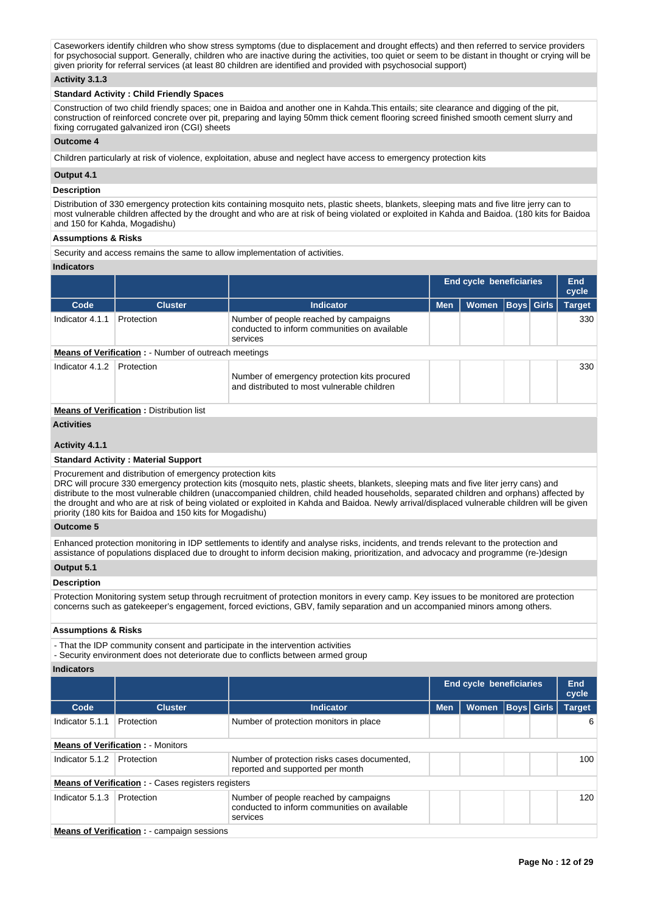Caseworkers identify children who show stress symptoms (due to displacement and drought effects) and then referred to service providers for psychosocial support. Generally, children who are inactive during the activities, too quiet or seem to be distant in thought or crying will be given priority for referral services (at least 80 children are identified and provided with psychosocial support)

**Activity 3.1.3**

**Standard Activity : Child Friendly Spaces**

Construction of two child friendly spaces; one in Baidoa and another one in Kahda.This entails; site clearance and digging of the pit, construction of reinforced concrete over pit, preparing and laying 50mm thick cement flooring screed finished smooth cement slurry and fixing corrugated galvanized iron (CGI) sheets

**Outcome 4**

Children particularly at risk of violence, exploitation, abuse and neglect have access to emergency protection kits

**Output 4.1**

**Description**

Distribution of 330 emergency protection kits containing mosquito nets, plastic sheets, blankets, sleeping mats and five litre jerry can to most vulnerable children affected by the drought and who are at risk of being violated or exploited in Kahda and Baidoa. (180 kits for Baidoa and 150 for Kahda, Mogadishu)

**Assumptions & Risks**

Security and access remains the same to allow implementation of activities.

**Indicators**

| | | | End cycle beneficiaries | | | | End cycle |
|---|---|---|---|---|---|---|---|
| **Code** | **Cluster** | **Indicator** | **Men** | **Women** | **Boys** | **Girls** | **Target** |
| Indicator 4.1.1 | Protection | Number of people reached by campaigns conducted to inform communities on available services | | | | | 330 |
| **Means of Verification :** - Number of outreach meetings | | | | | | | |
| Indicator 4.1.2 | Protection | Number of emergency protection kits procured and distributed to most vulnerable children | | | | | 330 |
| **Means of Verification :** Distribution list | | | | | | | |

**Activities**

**Activity 4.1.1**

**Standard Activity : Material Support**

Procurement and distribution of emergency protection kits
DRC will procure 330 emergency protection kits (mosquito nets, plastic sheets, blankets, sleeping mats and five liter jerry cans) and distribute to the most vulnerable children (unaccompanied children, child headed households, separated children and orphans) affected by the drought and who are at risk of being violated or exploited in Kahda and Baidoa. Newly arrival/displaced vulnerable children will be given priority (180 kits for Baidoa and 150 kits for Mogadishu)

**Outcome 5**

Enhanced protection monitoring in IDP settlements to identify and analyse risks, incidents, and trends relevant to the protection and assistance of populations displaced due to drought to inform decision making, prioritization, and advocacy and programme (re-)design

**Output 5.1**

**Description**

Protection Monitoring system setup through recruitment of protection monitors in every camp. Key issues to be monitored are protection concerns such as gatekeeper's engagement, forced evictions, GBV, family separation and un accompanied minors among others.

**Assumptions & Risks**

- That the IDP community consent and participate in the intervention activities
- Security environment does not deteriorate due to conflicts between armed group

**Indicators**

| | | | End cycle beneficiaries | | | | End cycle |
|---|---|---|---|---|---|---|---|
| **Code** | **Cluster** | **Indicator** | **Men** | **Women** | **Boys** | **Girls** | **Target** |
| Indicator 5.1.1 | Protection | Number of protection monitors in place | | | | | 6 |
| **Means of Verification :** - Monitors | | | | | | | |
| Indicator 5.1.2 | Protection | Number of protection risks cases documented, reported and supported per month | | | | | 100 |
| **Means of Verification :** - Cases registers registers | | | | | | | |
| Indicator 5.1.3 | Protection | Number of people reached by campaigns conducted to inform communities on available services | | | | | 120 |
| **Means of Verification :** - campaign sessions | | | | | | | |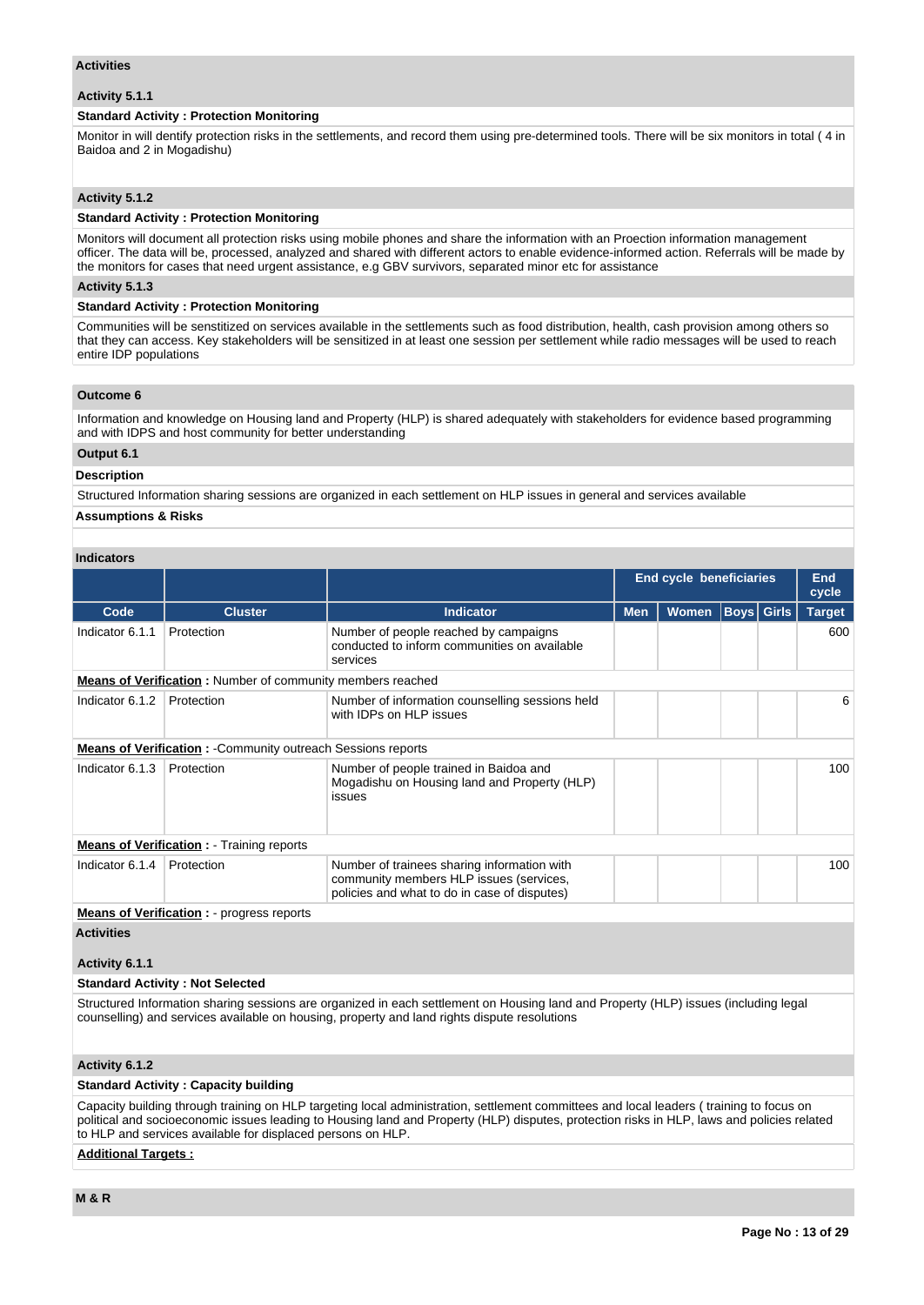### Activities

#### Activity 5.1.1

**Standard Activity : Protection Monitoring**

Monitor in will dentify protection risks in the settlements, and record them using pre-determined tools. There will be six monitors in total ( 4 in Baidoa and 2 in Mogadishu)

#### Activity 5.1.2

**Standard Activity : Protection Monitoring**

Monitors will document all protection risks using mobile phones and share the information with an Proection information management officer. The data will be, processed, analyzed and shared with different actors to enable evidence-informed action. Referrals will be made by the monitors for cases that need urgent assistance, e.g GBV survivors, separated minor etc for assistance

#### Activity 5.1.3

**Standard Activity : Protection Monitoring**

Communities will be senstitized on services available in the settlements such as food distribution, health, cash provision among others so that they can access. Key stakeholders will be sensitized in at least one session per settlement while radio messages will be used to reach entire IDP populations

### Outcome 6

Information and knowledge on Housing land and Property (HLP) is shared adequately with stakeholders for evidence based programming and with IDPS and host community for better understanding

### Output 6.1

**Description**

Structured Information sharing sessions are organized in each settlement on HLP issues in general and services available

**Assumptions & Risks**

### Indicators

| | | | End cycle beneficiaries | | | | End cycle |
|---|---|---|---|---|---|---|---|
| **Code** | **Cluster** | **Indicator** | **Men** | **Women** | **Boys** | **Girls** | **Target** |
| Indicator 6.1.1 | Protection | Number of people reached by campaigns conducted to inform communities on available services | | | | | 600 |
| **Means of Verification :** Number of community members reached | | | | | | | |
| Indicator 6.1.2 | Protection | Number of information counselling sessions held with IDPs on HLP issues | | | | | 6 |
| **Means of Verification :** -Community outreach Sessions reports | | | | | | | |
| Indicator 6.1.3 | Protection | Number of people trained in Baidoa and Mogadishu on Housing land and Property (HLP) issues | | | | | 100 |
| **Means of Verification :** - Training reports | | | | | | | |
| Indicator 6.1.4 | Protection | Number of trainees sharing information with community members HLP issues (services, policies and what to do in case of disputes) | | | | | 100 |
| **Means of Verification :** - progress reports | | | | | | | |

### Activities

#### Activity 6.1.1

**Standard Activity : Not Selected**

Structured Information sharing sessions are organized in each settlement on Housing land and Property (HLP) issues (including legal counselling) and services available on housing, property and land rights dispute resolutions

#### Activity 6.1.2

**Standard Activity : Capacity building**

Capacity building through training on HLP targeting local administration, settlement committees and local leaders ( training to focus on political and socioeconomic issues leading to Housing land and Property (HLP) disputes, protection risks in HLP, laws and policies related to HLP and services available for displaced persons on HLP.

**Additional Targets :**

### M & R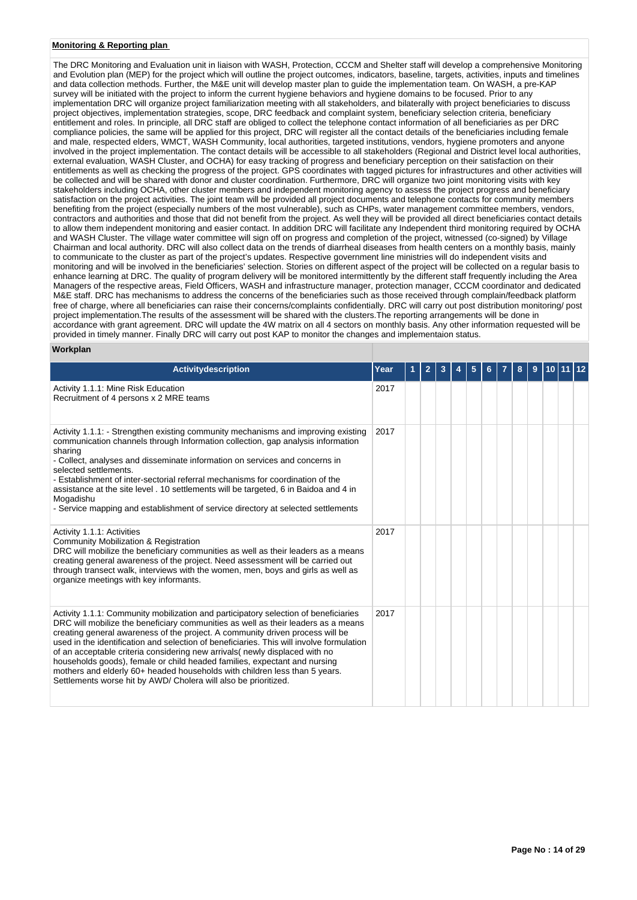**Monitoring & Reporting plan**

The DRC Monitoring and Evaluation unit in liaison with WASH, Protection, CCCM and Shelter staff will develop a comprehensive Monitoring and Evolution plan (MEP) for the project which will outline the project outcomes, indicators, baseline, targets, activities, inputs and timelines and data collection methods. Further, the M&E unit will develop master plan to guide the implementation team. On WASH, a pre-KAP survey will be initiated with the project to inform the current hygiene behaviors and hygiene domains to be focused. Prior to any implementation DRC will organize project familiarization meeting with all stakeholders, and bilaterally with project beneficiaries to discuss project objectives, implementation strategies, scope, DRC feedback and complaint system, beneficiary selection criteria, beneficiary entitlement and roles. In principle, all DRC staff are obliged to collect the telephone contact information of all beneficiaries as per DRC compliance policies, the same will be applied for this project, DRC will register all the contact details of the beneficiaries including female and male, respected elders, WMCT, WASH Community, local authorities, targeted institutions, vendors, hygiene promoters and anyone involved in the project implementation. The contact details will be accessible to all stakeholders (Regional and District level local authorities, external evaluation, WASH Cluster, and OCHA) for easy tracking of progress and beneficiary perception on their satisfaction on their entitlements as well as checking the progress of the project. GPS coordinates with tagged pictures for infrastructures and other activities will be collected and will be shared with donor and cluster coordination. Furthermore, DRC will organize two joint monitoring visits with key stakeholders including OCHA, other cluster members and independent monitoring agency to assess the project progress and beneficiary satisfaction on the project activities. The joint team will be provided all project documents and telephone contacts for community members benefiting from the project (especially numbers of the most vulnerable), such as CHPs, water management committee members, vendors, contractors and authorities and those that did not benefit from the project. As well they will be provided all direct beneficiaries contact details to allow them independent monitoring and easier contact. In addition DRC will facilitate any Independent third monitoring required by OCHA and WASH Cluster. The village water committee will sign off on progress and completion of the project, witnessed (co-signed) by Village Chairman and local authority. DRC will also collect data on the trends of diarrheal diseases from health centers on a monthly basis, mainly to communicate to the cluster as part of the project's updates. Respective government line ministries will do independent visits and monitoring and will be involved in the beneficiaries' selection. Stories on different aspect of the project will be collected on a regular basis to enhance learning at DRC. The quality of program delivery will be monitored intermittently by the different staff frequently including the Area Managers of the respective areas, Field Officers, WASH and infrastructure manager, protection manager, CCCM coordinator and dedicated M&E staff. DRC has mechanisms to address the concerns of the beneficiaries such as those received through complain/feedback platform free of charge, where all beneficiaries can raise their concerns/complaints confidentially. DRC will carry out post distribution monitoring/ post project implementation.The results of the assessment will be shared with the clusters.The reporting arrangements will be done in accordance with grant agreement. DRC will update the 4W matrix on all 4 sectors on monthly basis. Any other information requested will be provided in timely manner. Finally DRC will carry out post KAP to monitor the changes and implementaion status.

**Workplan**

| Activitydescription | Year | 1 | 2 | 3 | 4 | 5 | 6 | 7 | 8 | 9 | 10 | 11 | 12 |
|---|---|---|---|---|---|---|---|---|---|---|---|---|---|
| Activity 1.1.1: Mine Risk Education<br>Recruitment of 4 persons x 2 MRE teams | 2017 | | | | | | | | | | | | |
| Activity 1.1.1: - Strengthen existing community mechanisms and improving existing communication channels through Information collection, gap analysis information sharing<br>- Collect, analyses and disseminate information on services and concerns in selected settlements.<br>- Establishment of inter-sectorial referral mechanisms for coordination of the assistance at the site level . 10 settlements will be targeted, 6 in Baidoa and 4 in Mogadishu<br>- Service mapping and establishment of service directory at selected settlements | 2017 | | | | | | | | | | | | |
| Activity 1.1.1: Activities<br>Community Mobilization & Registration<br>DRC will mobilize the beneficiary communities as well as their leaders as a means creating general awareness of the project. Need assessment will be carried out through transect walk, interviews with the women, men, boys and girls as well as organize meetings with key informants. | 2017 | | | | | | | | | | | | |
| Activity 1.1.1: Community mobilization and participatory selection of beneficiaries<br>DRC will mobilize the beneficiary communities as well as their leaders as a means creating general awareness of the project. A community driven process will be used in the identification and selection of beneficiaries. This will involve formulation of an acceptable criteria considering new arrivals( newly displaced with no households goods), female or child headed families, expectant and nursing mothers and elderly 60+ headed households with children less than 5 years. Settlements worse hit by AWD/ Cholera will also be prioritized. | 2017 | | | | | | | | | | | | |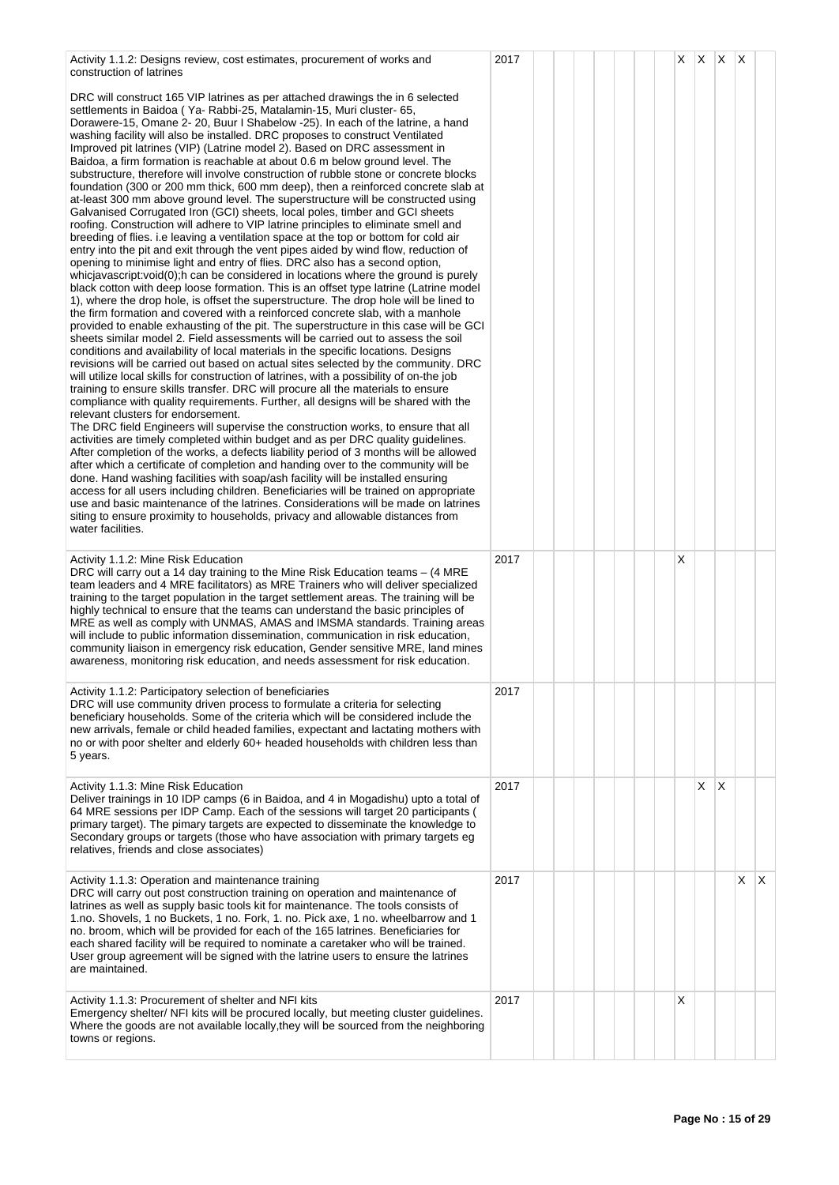| | | | | | | | | | | | | | |
|---|---|---|---|---|---|---|---|---|---|---|---|---|---|
| Activity 1.1.2: Designs review, cost estimates, procurement of works and construction of latrines<br><br>DRC will construct 165 VIP latrines as per attached drawings the in 6 selected settlements in Baidoa ( Ya- Rabbi-25, Matalamin-15, Muri cluster- 65, Dorawere-15, Omane 2- 20, Buur I Shabelow -25). In each of the latrine, a hand washing facility will also be installed. DRC proposes to construct Ventilated Improved pit latrines (VIP) (Latrine model 2). Based on DRC assessment in Baidoa, a firm formation is reachable at about 0.6 m below ground level. The substructure, therefore will involve construction of rubble stone or concrete blocks foundation (300 or 200 mm thick, 600 mm deep), then a reinforced concrete slab at at-least 300 mm above ground level. The superstructure will be constructed using Galvanised Corrugated Iron (GCI) sheets, local poles, timber and GCI sheets roofing. Construction will adhere to VIP latrine principles to eliminate smell and breeding of flies. i.e leaving a ventilation space at the top or bottom for cold air entry into the pit and exit through the vent pipes aided by wind flow, reduction of opening to minimise light and entry of flies. DRC also has a second option, whicjavascript:void(0);h can be considered in locations where the ground is purely black cotton with deep loose formation. This is an offset type latrine (Latrine model 1), where the drop hole, is offset the superstructure. The drop hole will be lined to the firm formation and covered with a reinforced concrete slab, with a manhole provided to enable exhausting of the pit. The superstructure in this case will be GCI sheets similar model 2. Field assessments will be carried out to assess the soil conditions and availability of local materials in the specific locations. Designs revisions will be carried out based on actual sites selected by the community. DRC will utilize local skills for construction of latrines, with a possibility of on-the job training to ensure skills transfer. DRC will procure all the materials to ensure compliance with quality requirements. Further, all designs will be shared with the relevant clusters for endorsement.<br>The DRC field Engineers will supervise the construction works, to ensure that all activities are timely completed within budget and as per DRC quality guidelines. After completion of the works, a defects liability period of 3 months will be allowed after which a certificate of completion and handing over to the community will be done. Hand washing facilities with soap/ash facility will be installed ensuring access for all users including children. Beneficiaries will be trained on appropriate use and basic maintenance of the latrines. Considerations will be made on latrines siting to ensure proximity to households, privacy and allowable distances from water facilities. | 2017 | | | | | | | | X | X | X | X | |
| Activity 1.1.2: Mine Risk Education<br>DRC will carry out a 14 day training to the Mine Risk Education teams – (4 MRE team leaders and 4 MRE facilitators) as MRE Trainers who will deliver specialized training to the target population in the target settlement areas. The training will be highly technical to ensure that the teams can understand the basic principles of MRE as well as comply with UNMAS, AMAS and IMSMA standards. Training areas will include to public information dissemination, communication in risk education, community liaison in emergency risk education, Gender sensitive MRE, land mines awareness, monitoring risk education, and needs assessment for risk education. | 2017 | | | | | | | | X | | | | |
| Activity 1.1.2: Participatory selection of beneficiaries<br>DRC will use community driven process to formulate a criteria for selecting beneficiary households. Some of the criteria which will be considered include the new arrivals, female or child headed families, expectant and lactating mothers with no or with poor shelter and elderly 60+ headed households with children less than 5 years. | 2017 | | | | | | | | | | | | |
| Activity 1.1.3: Mine Risk Education<br>Deliver trainings in 10 IDP camps (6 in Baidoa, and 4 in Mogadishu) upto a total of 64 MRE sessions per IDP Camp. Each of the sessions will target 20 participants ( primary target). The pimary targets are expected to disseminate the knowledge to Secondary groups or targets (those who have association with primary targets eg relatives, friends and close associates) | 2017 | | | | | | | | | X | X | | |
| Activity 1.1.3: Operation and maintenance training<br>DRC will carry out post construction training on operation and maintenance of latrines as well as supply basic tools kit for maintenance. The tools consists of 1.no. Shovels, 1 no Buckets, 1 no. Fork, 1. no. Pick axe, 1 no. wheelbarrow and 1 no. broom, which will be provided for each of the 165 latrines. Beneficiaries for each shared facility will be required to nominate a caretaker who will be trained. User group agreement will be signed with the latrine users to ensure the latrines are maintained. | 2017 | | | | | | | | | | | X | X |
| Activity 1.1.3: Procurement of shelter and NFI kits<br>Emergency shelter/ NFI kits will be procured locally, but meeting cluster guidelines. Where the goods are not available locally,they will be sourced from the neighboring towns or regions. | 2017 | | | | | | | | X | | | | |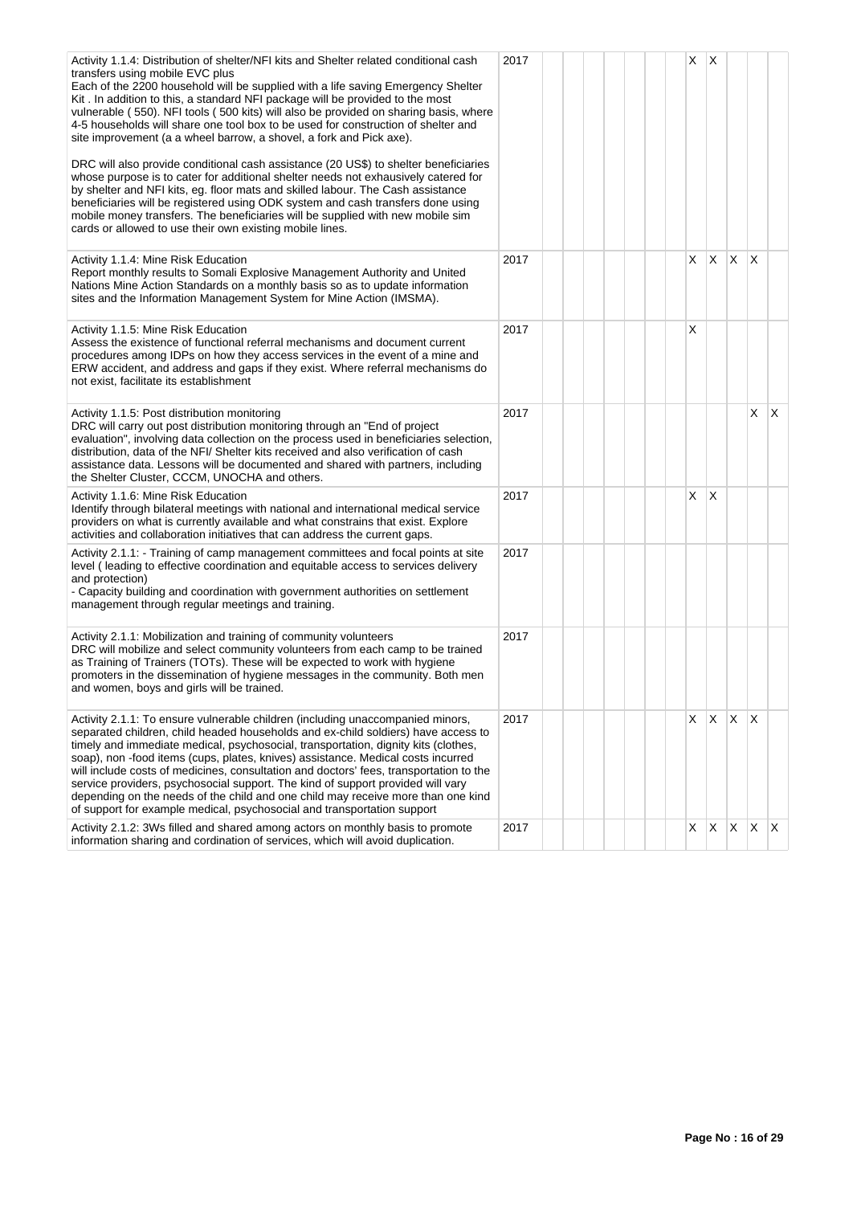| | | | | | | | | | | | | | |
|---|---|---|---|---|---|---|---|---|---|---|---|---|---|
| Activity 1.1.4: Distribution of shelter/NFI kits and Shelter related conditional cash transfers using mobile EVC plus<br>Each of the 2200 household will be supplied with a life saving Emergency Shelter Kit . In addition to this, a standard NFI package will be provided to the most vulnerable ( 550). NFI tools ( 500 kits) will also be provided on sharing basis, where 4-5 households will share one tool box to be used for construction of shelter and site improvement (a a wheel barrow, a shovel, a fork and Pick axe).<br><br>DRC will also provide conditional cash assistance (20 US$) to shelter beneficiaries whose purpose is to cater for additional shelter needs not exhaustively catered for by shelter and NFI kits, eg. floor mats and skilled labour. The Cash assistance beneficiaries will be registered using ODK system and cash transfers done using mobile money transfers. The beneficiaries will be supplied with new mobile sim cards or allowed to use their own existing mobile lines. | 2017 | | | | | | | | X | X | | | |
| Activity 1.1.4: Mine Risk Education<br>Report monthly results to Somali Explosive Management Authority and United Nations Mine Action Standards on a monthly basis so as to update information sites and the Information Management System for Mine Action (IMSMA). | 2017 | | | | | | | | X | X | X | X | |
| Activity 1.1.5: Mine Risk Education<br>Assess the existence of functional referral mechanisms and document current procedures among IDPs on how they access services in the event of a mine and ERW accident, and address and gaps if they exist. Where referral mechanisms do not exist, facilitate its establishment | 2017 | | | | | | | | X | | | | |
| Activity 1.1.5: Post distribution monitoring<br>DRC will carry out post distribution monitoring through an "End of project evaluation", involving data collection on the process used in beneficiaries selection, distribution, data of the NFI/ Shelter kits received and also verification of cash assistance data. Lessons will be documented and shared with partners, including the Shelter Cluster, CCCM, UNOCHA and others. | 2017 | | | | | | | | | | | X | X |
| Activity 1.1.6: Mine Risk Education<br>Identify through bilateral meetings with national and international medical service providers on what is currently available and what constrains that exist. Explore activities and collaboration initiatives that can address the current gaps. | 2017 | | | | | | | | X | X | | | |
| Activity 2.1.1: - Training of camp management committees and focal points at site level ( leading to effective coordination and equitable access to services delivery and protection)<br>- Capacity building and coordination with government authorities on settlement management through regular meetings and training. | 2017 | | | | | | | | | | | | |
| Activity 2.1.1: Mobilization and training of community volunteers<br>DRC will mobilize and select community volunteers from each camp to be trained as Training of Trainers (TOTs). These will be expected to work with hygiene promoters in the dissemination of hygiene messages in the community. Both men and women, boys and girls will be trained. | 2017 | | | | | | | | | | | | |
| Activity 2.1.1: To ensure vulnerable children (including unaccompanied minors, separated children, child headed households and ex-child soldiers) have access to timely and immediate medical, psychosocial, transportation, dignity kits (clothes, soap), non -food items (cups, plates, knives) assistance. Medical costs incurred will include costs of medicines, consultation and doctors' fees, transportation to the service providers, psychosocial support. The kind of support provided will vary depending on the needs of the child and one child may receive more than one kind of support for example medical, psychosocial and transportation support | 2017 | | | | | | | | X | X | X | X | |
| Activity 2.1.2: 3Ws filled and shared among actors on monthly basis to promote information sharing and cordination of services, which will avoid duplication. | 2017 | | | | | | | | X | X | X | X | X |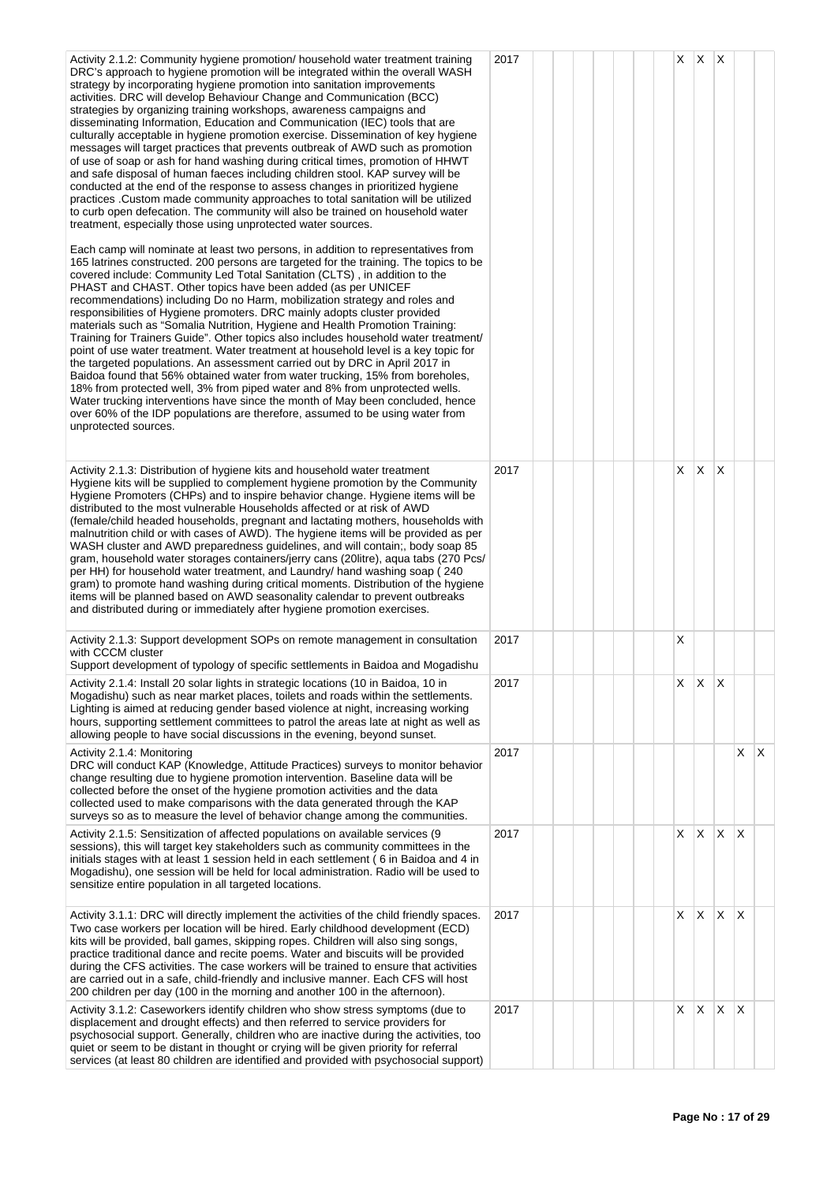| | | | | | | | | | | | | | |
|---|---|---|---|---|---|---|---|---|---|---|---|---|---|
| Activity 2.1.2: Community hygiene promotion/ household water treatment training<br>DRC's approach to hygiene promotion will be integrated within the overall WASH strategy by incorporating hygiene promotion into sanitation improvements activities. DRC will develop Behaviour Change and Communication (BCC) strategies by organizing training workshops, awareness campaigns and disseminating Information, Education and Communication (IEC) tools that are culturally acceptable in hygiene promotion exercise. Dissemination of key hygiene messages will target practices that prevents outbreak of AWD such as promotion of use of soap or ash for hand washing during critical times, promotion of HHWT and safe disposal of human faeces including children stool. KAP survey will be conducted at the end of the response to assess changes in prioritized hygiene practices .Custom made community approaches to total sanitation will be utilized to curb open defecation. The community will also be trained on household water treatment, especially those using unprotected water sources.<br><br>Each camp will nominate at least two persons, in addition to representatives from 165 latrines constructed. 200 persons are targeted for the training. The topics to be covered include: Community Led Total Sanitation (CLTS) , in addition to the PHAST and CHAST. Other topics have been added (as per UNICEF recommendations) including Do no Harm, mobilization strategy and roles and responsibilities of Hygiene promoters. DRC mainly adopts cluster provided materials such as "Somalia Nutrition, Hygiene and Health Promotion Training: Training for Trainers Guide". Other topics also includes household water treatment/ point of use water treatment. Water treatment at household level is a key topic for the targeted populations. An assessment carried out by DRC in April 2017 in Baidoa found that 56% obtained water from water trucking, 15% from boreholes, 18% from protected well, 3% from piped water and 8% from unprotected wells. Water trucking interventions have since the month of May been concluded, hence over 60% of the IDP populations are therefore, assumed to be using water from unprotected sources. | 2017 | | | | | | | | X | X | X | | |
| Activity 2.1.3: Distribution of hygiene kits and household water treatment<br>Hygiene kits will be supplied to complement hygiene promotion by the Community Hygiene Promoters (CHPs) and to inspire behavior change. Hygiene items will be distributed to the most vulnerable Households affected or at risk of AWD (female/child headed households, pregnant and lactating mothers, households with malnutrition child or with cases of AWD). The hygiene items will be provided as per WASH cluster and AWD preparedness guidelines, and will contain;, body soap 85 gram, household water storages containers/jerry cans (20litre), aqua tabs (270 Pcs/ per HH) for household water treatment, and Laundry/ hand washing soap ( 240 gram) to promote hand washing during critical moments. Distribution of the hygiene items will be planned based on AWD seasonality calendar to prevent outbreaks and distributed during or immediately after hygiene promotion exercises. | 2017 | | | | | | | | X | X | X | | |
| Activity 2.1.3: Support development SOPs on remote management in consultation with CCCM cluster<br>Support development of typology of specific settlements in Baidoa and Mogadishu | 2017 | | | | | | | | X | | | | |
| Activity 2.1.4: Install 20 solar lights in strategic locations (10 in Baidoa, 10 in Mogadishu) such as near market places, toilets and roads within the settlements. Lighting is aimed at reducing gender based violence at night, increasing working hours, supporting settlement committees to patrol the areas late at night as well as allowing people to have social discussions in the evening, beyond sunset. | 2017 | | | | | | | | X | X | X | | |
| Activity 2.1.4: Monitoring<br>DRC will conduct KAP (Knowledge, Attitude Practices) surveys to monitor behavior change resulting due to hygiene promotion intervention. Baseline data will be collected before the onset of the hygiene promotion activities and the data collected used to make comparisons with the data generated through the KAP surveys so as to measure the level of behavior change among the communities. | 2017 | | | | | | | | | | | X | X |
| Activity 2.1.5: Sensitization of affected populations on available services (9 sessions), this will target key stakeholders such as community committees in the initials stages with at least 1 session held in each settlement ( 6 in Baidoa and 4 in Mogadishu), one session will be held for local administration. Radio will be used to sensitize entire population in all targeted locations. | 2017 | | | | | | | | X | X | X | X | |
| Activity 3.1.1: DRC will directly implement the activities of the child friendly spaces. Two case workers per location will be hired. Early childhood development (ECD) kits will be provided, ball games, skipping ropes. Children will also sing songs, practice traditional dance and recite poems. Water and biscuits will be provided during the CFS activities. The case workers will be trained to ensure that activities are carried out in a safe, child-friendly and inclusive manner. Each CFS will host 200 children per day (100 in the morning and another 100 in the afternoon). | 2017 | | | | | | | | X | X | X | X | |
| Activity 3.1.2: Caseworkers identify children who show stress symptoms (due to displacement and drought effects) and then referred to service providers for psychosocial support. Generally, children who are inactive during the activities, too quiet or seem to be distant in thought or crying will be given priority for referral services (at least 80 children are identified and provided with psychosocial support) | 2017 | | | | | | | | X | X | X | X | |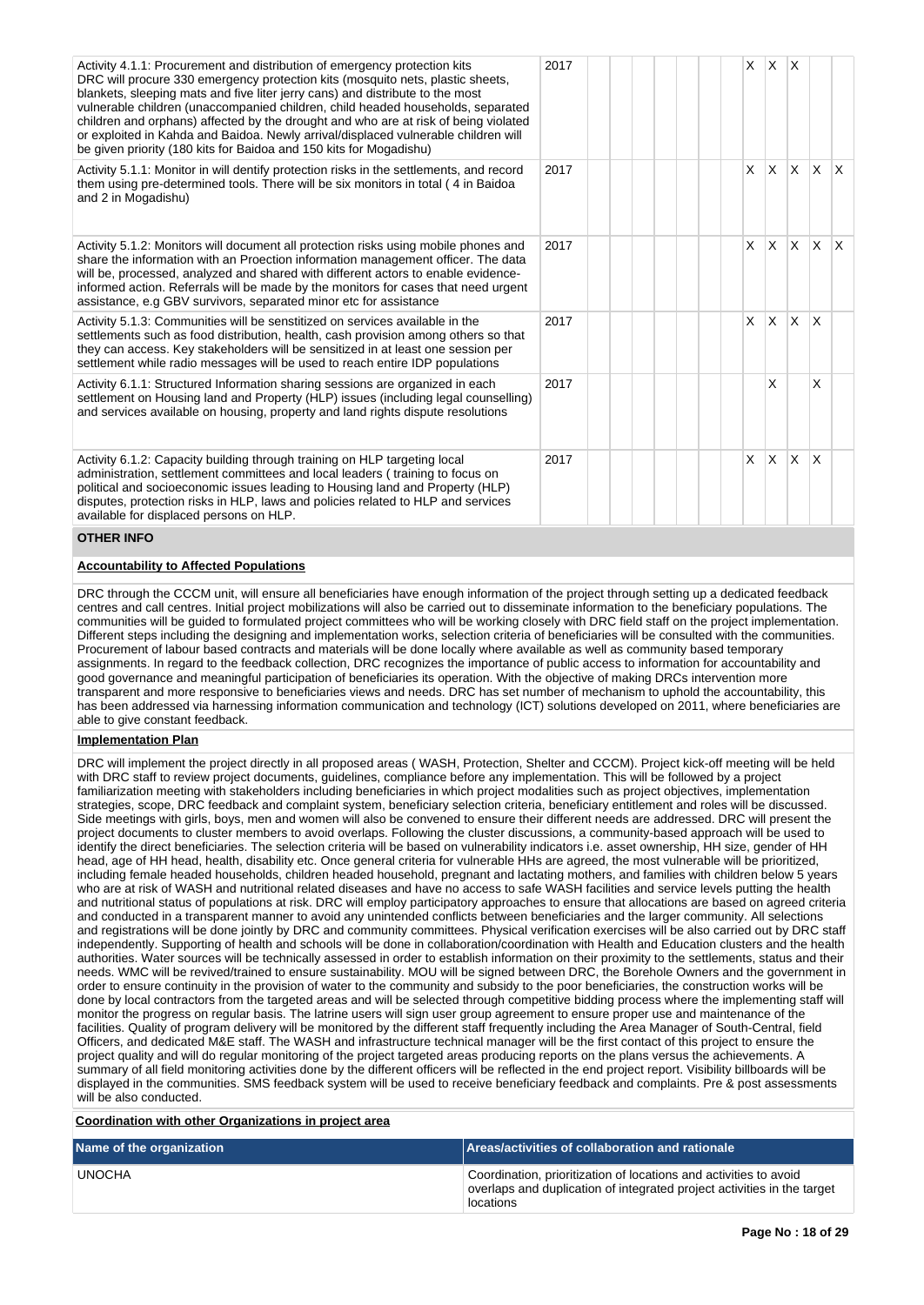| Activity | Year | 1 | 2 | 3 | 4 | 5 | 6 | 7 | 8 | 9 | 10 | 11 | 12 |
|---|---|---|---|---|---|---|---|---|---|---|---|---|---|
| Activity 4.1.1: Procurement and distribution of emergency protection kits DRC will procure 330 emergency protection kits (mosquito nets, plastic sheets, blankets, sleeping mats and five liter jerry cans) and distribute to the most vulnerable children (unaccompanied children, child headed households, separated children and orphans) affected by the drought and who are at risk of being violated or exploited in Kahda and Baidoa. Newly arrival/displaced vulnerable children will be given priority (180 kits for Baidoa and 150 kits for Mogadishu) | 2017 | | | | | | | | X | X | X | | |
| Activity 5.1.1: Monitor in will dentify protection risks in the settlements, and record them using pre-determined tools. There will be six monitors in total ( 4 in Baidoa and 2 in Mogadishu) | 2017 | | | | | | | | X | X | X | X | X |
| Activity 5.1.2: Monitors will document all protection risks using mobile phones and share the information with an Proection information management officer. The data will be, processed, analyzed and shared with different actors to enable evidence-informed action. Referrals will be made by the monitors for cases that need urgent assistance, e.g GBV survivors, separated minor etc for assistance | 2017 | | | | | | | | X | X | X | X | X |
| Activity 5.1.3: Communities will be senstitized on services available in the settlements such as food distribution, health, cash provision among others so that they can access. Key stakeholders will be sensitized in at least one session per settlement while radio messages will be used to reach entire IDP populations | 2017 | | | | | | | | X | X | X | X | |
| Activity 6.1.1: Structured Information sharing sessions are organized in each settlement on Housing land and Property (HLP) issues (including legal counselling) and services available on housing, property and land rights dispute resolutions | 2017 | | | | | | | | | X | | X | |
| Activity 6.1.2: Capacity building through training on HLP targeting local administration, settlement committees and local leaders ( training to focus on political and socioeconomic issues leading to Housing land and Property (HLP) disputes, protection risks in HLP, laws and policies related to HLP and services available for displaced persons on HLP. | 2017 | | | | | | | | X | X | X | X | |

## OTHER INFO

**Accountability to Affected Populations**

DRC through the CCCM unit, will ensure all beneficiaries have enough information of the project through setting up a dedicated feedback centres and call centres. Initial project mobilizations will also be carried out to disseminate information to the beneficiary populations. The communities will be guided to formulated project committees who will be working closely with DRC field staff on the project implementation. Different steps including the designing and implementation works, selection criteria of beneficiaries will be consulted with the communities. Procurement of labour based contracts and materials will be done locally where available as well as community based temporary assignments. In regard to the feedback collection, DRC recognizes the importance of public access to information for accountability and good governance and meaningful participation of beneficiaries its operation. With the objective of making DRCs intervention more transparent and more responsive to beneficiaries views and needs. DRC has set number of mechanism to uphold the accountability, this has been addressed via harnessing information communication and technology (ICT) solutions developed on 2011, where beneficiaries are able to give constant feedback.

**Implementation Plan**

DRC will implement the project directly in all proposed areas ( WASH, Protection, Shelter and CCCM). Project kick-off meeting will be held with DRC staff to review project documents, guidelines, compliance before any implementation. This will be followed by a project familiarization meeting with stakeholders including beneficiaries in which project modalities such as project objectives, implementation strategies, scope, DRC feedback and complaint system, beneficiary selection criteria, beneficiary entitlement and roles will be discussed. Side meetings with girls, boys, men and women will also be convened to ensure their different needs are addressed. DRC will present the project documents to cluster members to avoid overlaps. Following the cluster discussions, a community-based approach will be used to identify the direct beneficiaries. The selection criteria will be based on vulnerability indicators i.e. asset ownership, HH size, gender of HH head, age of HH head, health, disability etc. Once general criteria for vulnerable HHs are agreed, the most vulnerable will be prioritized, including female headed households, children headed household, pregnant and lactating mothers, and families with children below 5 years who are at risk of WASH and nutritional related diseases and have no access to safe WASH facilities and service levels putting the health and nutritional status of populations at risk. DRC will employ participatory approaches to ensure that allocations are based on agreed criteria and conducted in a transparent manner to avoid any unintended conflicts between beneficiaries and the larger community. All selections and registrations will be done jointly by DRC and community committees. Physical verification exercises will be also carried out by DRC staff independently. Supporting of health and schools will be done in collaboration/coordination with Health and Education clusters and the health authorities. Water sources will be technically assessed in order to establish information on their proximity to the settlements, status and their needs. WMC will be revived/trained to ensure sustainability. MOU will be signed between DRC, the Borehole Owners and the government in order to ensure continuity in the provision of water to the community and subsidy to the poor beneficiaries, the construction works will be done by local contractors from the targeted areas and will be selected through competitive bidding process where the implementing staff will monitor the progress on regular basis. The latrine users will sign user group agreement to ensure proper use and maintenance of the facilities. Quality of program delivery will be monitored by the different staff frequently including the Area Manager of South-Central, field Officers, and dedicated M&E staff. The WASH and infrastructure technical manager will be the first contact of this project to ensure the project quality and will do regular monitoring of the project targeted areas producing reports on the plans versus the achievements. A summary of all field monitoring activities done by the different officers will be reflected in the end project report. Visibility billboards will be displayed in the communities. SMS feedback system will be used to receive beneficiary feedback and complaints. Pre & post assessments will be also conducted.

**Coordination with other Organizations in project area**

| Name of the organization | Areas/activities of collaboration and rationale |
|---|---|
| UNOCHA | Coordination, prioritization of locations and activities to avoid overlaps and duplication of integrated project activities in the target locations |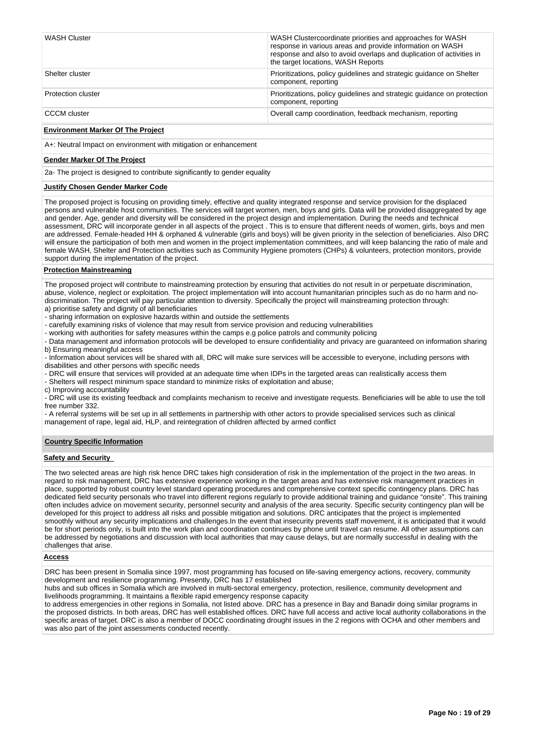| | |
|---|---|
| WASH Cluster | WASH Clustercoordinate priorities and approaches for WASH response in various areas and provide information on WASH response and also to avoid overlaps and duplication of activities in the target locations, WASH Reports |
| Shelter cluster | Prioritizations, policy guidelines and strategic guidance on Shelter component, reporting |
| Protection cluster | Prioritizations, policy guidelines and strategic guidance on protection component, reporting |
| CCCM cluster | Overall camp coordination, feedback mechanism, reporting |

**Environment Marker Of The Project**

A+: Neutral Impact on environment with mitigation or enhancement

**Gender Marker Of The Project**

2a- The project is designed to contribute significantly to gender equality

**Justify Chosen Gender Marker Code**

The proposed project is focusing on providing timely, effective and quality integrated response and service provision for the displaced persons and vulnerable host communities. The services will target women, men, boys and girls. Data will be provided disaggregated by age and gender. Age, gender and diversity will be considered in the project design and implementation. During the needs and technical assessment, DRC will incorporate gender in all aspects of the project . This is to ensure that different needs of women, girls, boys and men are addressed. Female-headed HH & orphaned & vulnerable (girls and boys) will be given priority in the selection of beneficiaries. Also DRC will ensure the participation of both men and women in the project implementation committees, and will keep balancing the ratio of male and female WASH, Shelter and Protection activities such as Community Hygiene promoters (CHPs) & volunteers, protection monitors, provide support during the implementation of the project.

**Protection Mainstreaming**

The proposed project will contribute to mainstreaming protection by ensuring that activities do not result in or perpetuate discrimination, abuse, violence, neglect or exploitation. The project implementation will into account humanitarian principles such as do no harm and no-discrimination. The project will pay particular attention to diversity. Specifically the project will mainstreaming protection through:
a) prioritise safety and dignity of all beneficiaries
- sharing information on explosive hazards within and outside the settlements
- carefully examining risks of violence that may result from service provision and reducing vulnerabilities
- working with authorities for safety measures within the camps e.g police patrols and community policing
- Data management and information protocols will be developed to ensure confidentiality and privacy are guaranteed on information sharing
b) Ensuring meaningful access
- Information about services will be shared with all, DRC will make sure services will be accessible to everyone, including persons with disabilities and other persons with specific needs
- DRC will ensure that services will provided at an adequate time when IDPs in the targeted areas can realistically access them
- Shelters will respect minimum space standard to minimize risks of exploitation and abuse;
c) Improving accountability
- DRC will use its existing feedback and complaints mechanism to receive and investigate requests. Beneficiaries will be able to use the toll free number 332.
- A referral systems will be set up in all settlements in partnership with other actors to provide specialised services such as clinical management of rape, legal aid, HLP, and reintegration of children affected by armed conflict

**Country Specific Information**

**Safety and Security**

The two selected areas are high risk hence DRC takes high consideration of risk in the implementation of the project in the two areas. In regard to risk management, DRC has extensive experience working in the target areas and has extensive risk management practices in place, supported by robust country level standard operating procedures and comprehensive context specific contingency plans. DRC has dedicated field security personals who travel into different regions regularly to provide additional training and guidance "onsite". This training often includes advice on movement security, personnel security and analysis of the area security. Specific security contingency plan will be developed for this project to address all risks and possible mitigation and solutions. DRC anticipates that the project is implemented smoothly without any security implications and challenges.In the event that insecurity prevents staff movement, it is anticipated that it would be for short periods only, is built into the work plan and coordination continues by phone until travel can resume. All other assumptions can be addressed by negotiations and discussion with local authorities that may cause delays, but are normally successful in dealing with the challenges that arise.

**Access**

DRC has been present in Somalia since 1997, most programming has focused on life-saving emergency actions, recovery, community development and resilience programming. Presently, DRC has 17 established
hubs and sub offices in Somalia which are involved in multi-sectoral emergency, protection, resilience, community development and livelihoods programming. It maintains a flexible rapid emergency response capacity
to address emergencies in other regions in Somalia, not listed above. DRC has a presence in Bay and Banadir doing similar programs in the proposed districts. In both areas, DRC has well established offices. DRC have full access and active local authority collaborations in the specific areas of target. DRC is also a member of DOCC coordinating drought issues in the 2 regions with OCHA and other members and was also part of the joint assessments conducted recently.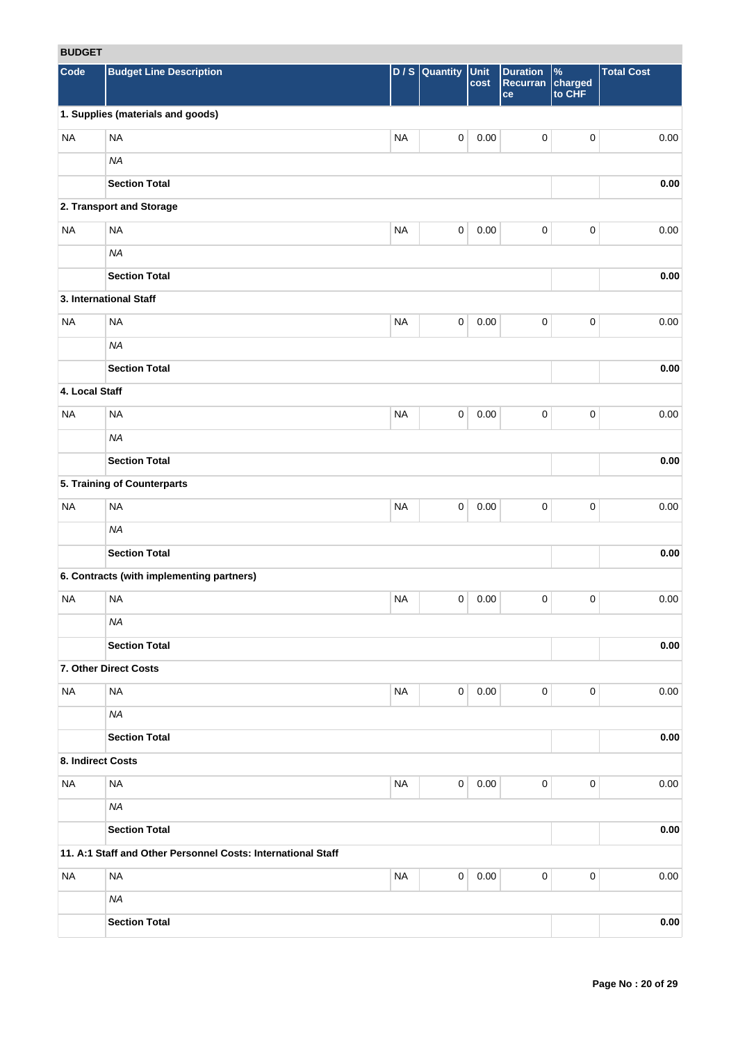## BUDGET

| Code | Budget Line Description | D / S | Quantity | Unit cost | Duration Recurrance | % charged to CHF | Total Cost |
|---|---|---|---|---|---|---|---|
| **1. Supplies (materials and goods)** | | | | | | | |
| NA | NA | NA | 0 | 0.00 | 0 | 0 | 0.00 |
| | *NA* | | | | | | |
| | **Section Total** | | | | | | **0.00** |
| **2. Transport and Storage** | | | | | | | |
| NA | NA | NA | 0 | 0.00 | 0 | 0 | 0.00 |
| | *NA* | | | | | | |
| | **Section Total** | | | | | | **0.00** |
| **3. International Staff** | | | | | | | |
| NA | NA | NA | 0 | 0.00 | 0 | 0 | 0.00 |
| | *NA* | | | | | | |
| | **Section Total** | | | | | | **0.00** |
| **4. Local Staff** | | | | | | | |
| NA | NA | NA | 0 | 0.00 | 0 | 0 | 0.00 |
| | *NA* | | | | | | |
| | **Section Total** | | | | | | **0.00** |
| **5. Training of Counterparts** | | | | | | | |
| NA | NA | NA | 0 | 0.00 | 0 | 0 | 0.00 |
| | *NA* | | | | | | |
| | **Section Total** | | | | | | **0.00** |
| **6. Contracts (with implementing partners)** | | | | | | | |
| NA | NA | NA | 0 | 0.00 | 0 | 0 | 0.00 |
| | *NA* | | | | | | |
| | **Section Total** | | | | | | **0.00** |
| **7. Other Direct Costs** | | | | | | | |
| NA | NA | NA | 0 | 0.00 | 0 | 0 | 0.00 |
| | *NA* | | | | | | |
| | **Section Total** | | | | | | **0.00** |
| **8. Indirect Costs** | | | | | | | |
| NA | NA | NA | 0 | 0.00 | 0 | 0 | 0.00 |
| | *NA* | | | | | | |
| | **Section Total** | | | | | | **0.00** |
| **11. A:1 Staff and Other Personnel Costs: International Staff** | | | | | | | |
| NA | NA | NA | 0 | 0.00 | 0 | 0 | 0.00 |
| | *NA* | | | | | | |
| | **Section Total** | | | | | | **0.00** |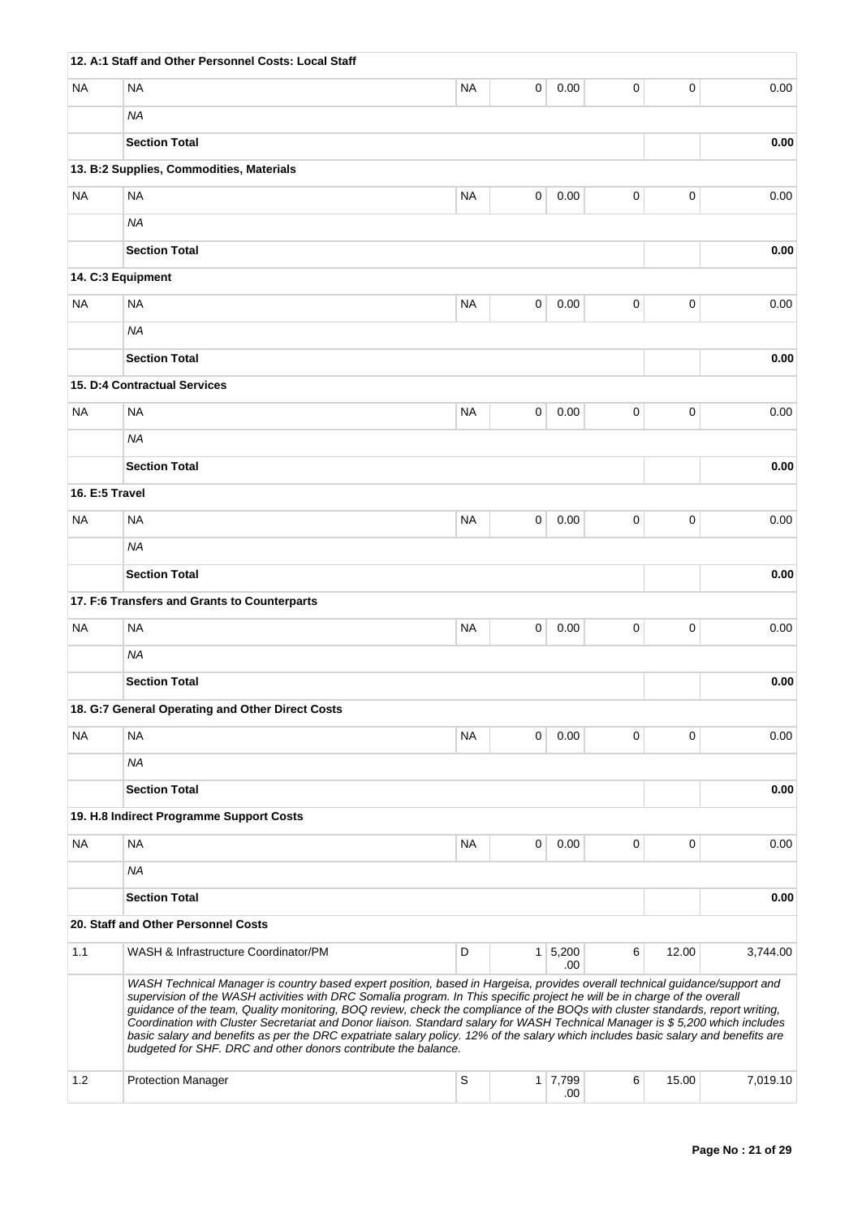| | | | | | | | |
|---|---|---|---|---|---|---|---|
| **12. A:1 Staff and Other Personnel Costs: Local Staff** | | | | | | | |
| NA | NA | NA | 0 | 0.00 | 0 | 0 | 0.00 |
| | *NA* | | | | | | |
| | **Section Total** | | | | | | **0.00** |
| **13. B:2 Supplies, Commodities, Materials** | | | | | | | |
| NA | NA | NA | 0 | 0.00 | 0 | 0 | 0.00 |
| | *NA* | | | | | | |
| | **Section Total** | | | | | | **0.00** |
| **14. C:3 Equipment** | | | | | | | |
| NA | NA | NA | 0 | 0.00 | 0 | 0 | 0.00 |
| | *NA* | | | | | | |
| | **Section Total** | | | | | | **0.00** |
| **15. D:4 Contractual Services** | | | | | | | |
| NA | NA | NA | 0 | 0.00 | 0 | 0 | 0.00 |
| | *NA* | | | | | | |
| | **Section Total** | | | | | | **0.00** |
| **16. E:5 Travel** | | | | | | | |
| NA | NA | NA | 0 | 0.00 | 0 | 0 | 0.00 |
| | *NA* | | | | | | |
| | **Section Total** | | | | | | **0.00** |
| **17. F:6 Transfers and Grants to Counterparts** | | | | | | | |
| NA | NA | NA | 0 | 0.00 | 0 | 0 | 0.00 |
| | *NA* | | | | | | |
| | **Section Total** | | | | | | **0.00** |
| **18. G:7 General Operating and Other Direct Costs** | | | | | | | |
| NA | NA | NA | 0 | 0.00 | 0 | 0 | 0.00 |
| | *NA* | | | | | | |
| | **Section Total** | | | | | | **0.00** |
| **19. H.8 Indirect Programme Support Costs** | | | | | | | |
| NA | NA | NA | 0 | 0.00 | 0 | 0 | 0.00 |
| | *NA* | | | | | | |
| | **Section Total** | | | | | | **0.00** |
| **20. Staff and Other Personnel Costs** | | | | | | | |
| 1.1 | WASH & Infrastructure Coordinator/PM | D | 1 | 5,200.00 | 6 | 12.00 | 3,744.00 |
| | *WASH Technical Manager is country based expert position, based in Hargeisa, provides overall technical guidance/support and supervision of the WASH activities with DRC Somalia program. In This specific project he will be in charge of the overall guidance of the team, Quality monitoring, BOQ review, check the compliance of the BOQs with cluster standards, report writing, Coordination with Cluster Secretariat and Donor liaison. Standard salary for WASH Technical Manager is $ 5,200 which includes basic salary and benefits as per the DRC expatriate salary policy. 12% of the salary which includes basic salary and benefits are budgeted for SHF. DRC and other donors contribute the balance.* | | | | | | |
| 1.2 | Protection Manager | S | 1 | 7,799.00 | 6 | 15.00 | 7,019.10 |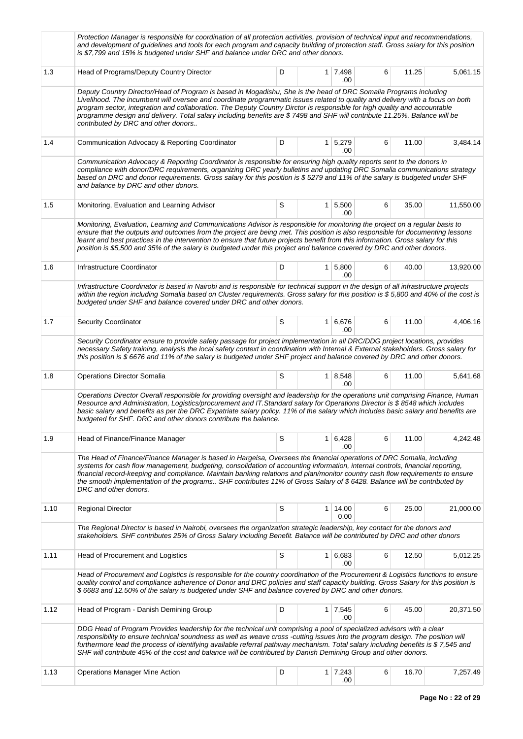| | | | | | | | |
|---|---|---|---|---|---|---|---|
| | Protection Manager is responsible for coordination of all protection activities, provision of technical input and recommendations, and development of guidelines and tools for each program and capacity building of protection staff. Gross salary for this position is $7,799 and 15% is budgeted under SHF and balance under DRC and other donors. | | | | | | |
| 1.3 | Head of Programs/Deputy Country Director | D | 1 | 7,498.00 | 6 | 11.25 | 5,061.15 |
| | Deputy Country Director/Head of Program is based in Mogadishu, She is the head of DRC Somalia Programs including Livelihood. The incumbent will oversee and coordinate programmatic issues related to quality and delivery with a focus on both program sector, integration and collaboration. The Deputy Country Dirctor is responsible for high quality and accountable programme design and delivery. Total salary including benefits are $ 7498 and SHF will contribute 11.25%. Balance will be contributed by DRC and other donors.. | | | | | | |
| 1.4 | Communication Advocacy & Reporting Coordinator | D | 1 | 5,279.00 | 6 | 11.00 | 3,484.14 |
| | Communication Advocacy & Reporting Coordinator is responsible for ensuring high quality reports sent to the donors in compliance with donor/DRC requirements, organizing DRC yearly bulletins and updating DRC Somalia communications strategy based on DRC and donor requirements. Gross salary for this position is $ 5279 and 11% of the salary is budgeted under SHF and balance by DRC and other donors. | | | | | | |
| 1.5 | Monitoring, Evaluation and Learning Advisor | S | 1 | 5,500.00 | 6 | 35.00 | 11,550.00 |
| | Monitoring, Evaluation, Learning and Communications Advisor is responsible for monitoring the project on a regular basis to ensure that the outputs and outcomes from the project are being met. This position is also responsible for documenting lessons learnt and best practices in the intervention to ensure that future projects benefit from this information. Gross salary for this position is $5,500 and 35% of the salary is budgeted under this project and balance covered by DRC and other donors. | | | | | | |
| 1.6 | Infrastructure Coordinator | D | 1 | 5,800.00 | 6 | 40.00 | 13,920.00 |
| | Infrastructure Coordinator is based in Nairobi and is responsible for technical support in the design of all infrastructure projects within the region including Somalia based on Cluster requirements. Gross salary for this position is $ 5,800 and 40% of the cost is budgeted under SHF and balance covered under DRC and other donors. | | | | | | |
| 1.7 | Security Coordinator | S | 1 | 6,676.00 | 6 | 11.00 | 4,406.16 |
| | Security Coordinator ensure to provide safety passage for project implementation in all DRC/DDG project locations, provides necessary Safety training, analysis the local safety context in coordination with Internal & External stakeholders. Gross salary for this position is $ 6676 and 11% of the salary is budgeted under SHF project and balance covered by DRC and other donors. | | | | | | |
| 1.8 | Operations Director Somalia | S | 1 | 8,548.00 | 6 | 11.00 | 5,641.68 |
| | Operations Director Overall responsible for providing oversight and leadership for the operations unit comprising Finance, Human Resource and Administration, Logistics/procurement and IT.Standard salary for Operations Director is $ 8548 which includes basic salary and benefits as per the DRC Expatriate salary policy. 11% of the salary which includes basic salary and benefits are budgeted for SHF. DRC and other donors contribute the balance. | | | | | | |
| 1.9 | Head of Finance/Finance Manager | S | 1 | 6,428.00 | 6 | 11.00 | 4,242.48 |
| | The Head of Finance/Finance Manager is based in Hargeisa, Oversees the financial operations of DRC Somalia, including systems for cash flow management, budgeting, consolidation of accounting information, internal controls, financial reporting, financial record-keeping and compliance. Maintain banking relations and plan/monitor country cash flow requirements to ensure the smooth implementation of the programs.. SHF contributes 11% of Gross Salary of $ 6428. Balance will be contributed by DRC and other donors. | | | | | | |
| 1.10 | Regional Director | S | 1 | 14,000.00 | 6 | 25.00 | 21,000.00 |
| | The Regional Director is based in Nairobi, oversees the organization strategic leadership, key contact for the donors and stakeholders. SHF contributes 25% of Gross Salary including Benefit. Balance will be contributed by DRC and other donors | | | | | | |
| 1.11 | Head of Procurement and Logistics | S | 1 | 6,683.00 | 6 | 12.50 | 5,012.25 |
| | Head of Procurement and Logistics is responsible for the country coordination of the Procurement & Logistics functions to ensure quality control and compliance adherence of Donor and DRC policies and staff capacity building. Gross Salary for this position is $ 6683 and 12.50% of the salary is budgeted under SHF and balance covered by DRC and other donors. | | | | | | |
| 1.12 | Head of Program - Danish Demining Group | D | 1 | 7,545.00 | 6 | 45.00 | 20,371.50 |
| | DDG Head of Program Provides leadership for the technical unit comprising a pool of specialized advisors with a clear responsibility to ensure technical soundness as well as weave cross -cutting issues into the program design. The position will furthermore lead the process of identifying available referral pathway mechanism. Total salary including benefits is $ 7,545 and SHF will contribute 45% of the cost and balance will be contributed by Danish Demining Group and other donors. | | | | | | |
| 1.13 | Operations Manager Mine Action | D | 1 | 7,243.00 | 6 | 16.70 | 7,257.49 |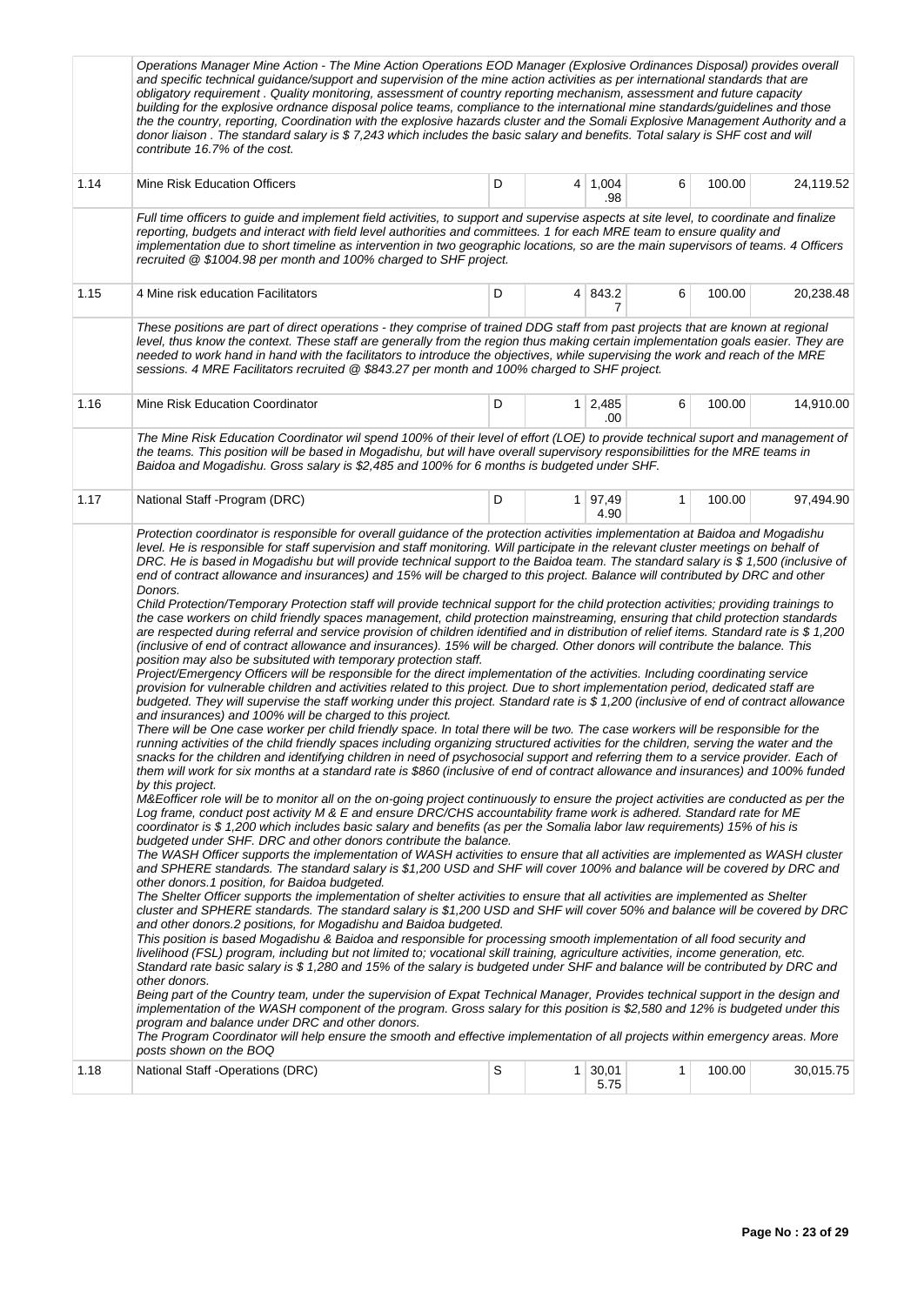| | | | | | | | |
|---|---|---|---|---|---|---|---|
| | *Operations Manager Mine Action - The Mine Action Operations EOD Manager (Explosive Ordinances Disposal) provides overall and specific technical guidance/support and supervision of the mine action activities as per international standards that are obligatory requirement . Quality monitoring, assessment of country reporting mechanism, assessment and future capacity building for the explosive ordnance disposal police teams, compliance to the international mine standards/guidelines and those the the country, reporting, Coordination with the explosive hazards cluster and the Somali Explosive Management Authority and a donor liaison . The standard salary is $ 7,243 which includes the basic salary and benefits. Total salary is SHF cost and will contribute 16.7% of the cost.* | | | | | | |
| 1.14 | Mine Risk Education Officers | D | 4 | 1,004.98 | 6 | 100.00 | 24,119.52 |
| | *Full time officers to guide and implement field activities, to support and supervise aspects at site level, to coordinate and finalize reporting, budgets and interact with field level authorities and committees. 1 for each MRE team to ensure quality and implementation due to short timeline as intervention in two geographic locations, so are the main supervisors of teams. 4 Officers recruited @ $1004.98 per month and 100% charged to SHF project.* | | | | | | |
| 1.15 | 4 Mine risk education Facilitators | D | 4 | 843.27 | 6 | 100.00 | 20,238.48 |
| | *These positions are part of direct operations - they comprise of trained DDG staff from past projects that are known at regional level, thus know the context. These staff are generally from the region thus making certain implementation goals easier. They are needed to work hand in hand with the facilitators to introduce the objectives, while supervising the work and reach of the MRE sessions. 4 MRE Facilitators recruited @ $843.27 per month and 100% charged to SHF project.* | | | | | | |
| 1.16 | Mine Risk Education Coordinator | D | 1 | 2,485.00 | 6 | 100.00 | 14,910.00 |
| | *The Mine Risk Education Coordinator wil spend 100% of their level of effort (LOE) to provide technical suport and management of the teams. This position will be based in Mogadishu, but will have overall supervisory responsibilitties for the MRE teams in Baidoa and Mogadishu. Gross salary is $2,485 and 100% for 6 months is budgeted under SHF.* | | | | | | |
| 1.17 | National Staff -Program (DRC) | D | 1 | 97,494.90 | 1 | 100.00 | 97,494.90 |
| | *Protection coordinator is responsible for overall guidance of the protection activities implementation at Baidoa and Mogadishu level. He is responsible for staff supervision and staff monitoring. Will participate in the relevant cluster meetings on behalf of DRC. He is based in Mogadishu but will provide technical support to the Baidoa team. The standard salary is $ 1,500 (inclusive of end of contract allowance and insurances) and 15% will be charged to this project. Balance will contributed by DRC and other Donors.*<br>*Child Protection/Temporary Protection staff will provide technical support for the child protection activities; providing trainings to the case workers on child friendly spaces management, child protection mainstreaming, ensuring that child protection standards are respected during referral and service provision of children identified and in distribution of relief items. Standard rate is $ 1,200 (inclusive of end of contract allowance and insurances). 15% will be charged. Other donors will contribute the balance. This position may also be subsituted with temporary protection staff.*<br>*Project/Emergency Officers will be responsible for the direct implementation of the activities. Including coordinating service provision for vulnerable children and activities related to this project. Due to short implementation period, dedicated staff are budgeted. They will supervise the staff working under this project. Standard rate is $ 1,200 (inclusive of end of contract allowance and insurances) and 100% will be charged to this project.*<br>*There will be One case worker per child friendly space. In total there will be two. The case workers will be responsible for the running activities of the child friendly spaces including organizing structured activities for the children, serving the water and the snacks for the children and identifying children in need of psychosocial support and referring them to a service provider. Each of them will work for six months at a standard rate is $860 (inclusive of end of contract allowance and insurances) and 100% funded by this project.*<br>*M&Eofficer role will be to monitor all on the on-going project continuously to ensure the project activities are conducted as per the Log frame, conduct post activity M & E and ensure DRC/CHS accountability frame work is adhered. Standard rate for ME coordinator is $ 1,200 which includes basic salary and benefits (as per the Somalia labor law requirements) 15% of his is budgeted under SHF. DRC and other donors contribute the balance.*<br>*The WASH Officer supports the implementation of WASH activities to ensure that all activities are implemented as WASH cluster and SPHERE standards. The standard salary is $1,200 USD and SHF will cover 100% and balance will be covered by DRC and other donors.1 position, for Baidoa budgeted.*<br>*The Shelter Officer supports the implementation of shelter activities to ensure that all activities are implemented as Shelter cluster and SPHERE standards. The standard salary is $1,200 USD and SHF will cover 50% and balance will be covered by DRC and other donors.2 positions, for Mogadishu and Baidoa budgeted.*<br>*This position is based Mogadishu & Baidoa and responsible for processing smooth implementation of all food security and livelihood (FSL) program, including but not limited to; vocational skill training, agriculture activities, income generation, etc. Standard rate basic salary is $ 1,280 and 15% of the salary is budgeted under SHF and balance will be contributed by DRC and other donors.*<br>*Being part of the Country team, under the supervision of Expat Technical Manager, Provides technical support in the design and implementation of the WASH component of the program. Gross salary for this position is $2,580 and 12% is budgeted under this program and balance under DRC and other donors.*<br>*The Program Coordinator will help ensure the smooth and effective implementation of all projects within emergency areas. More posts shown on the BOQ* | | | | | | |
| 1.18 | National Staff -Operations (DRC) | S | 1 | 30,015.75 | 1 | 100.00 | 30,015.75 |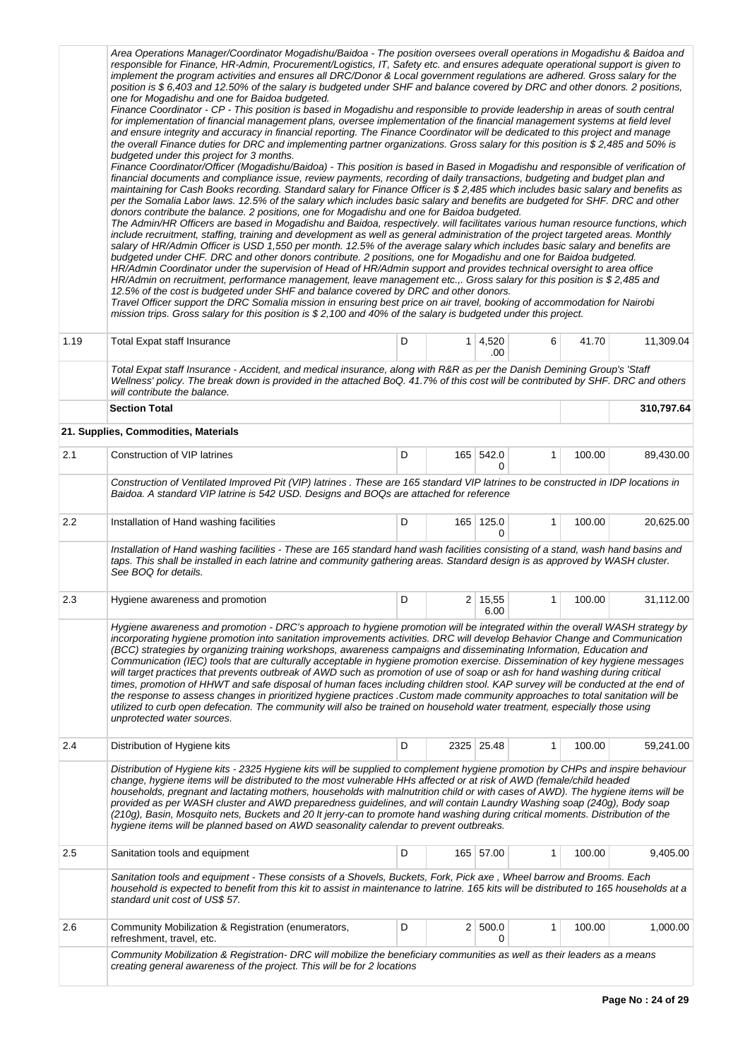| | | | | | | | |
|---|---|---|---|---|---|---|---|
| | *Area Operations Manager/Coordinator Mogadishu/Baidoa - The position oversees overall operations in Mogadishu & Baidoa and responsible for Finance, HR-Admin, Procurement/Logistics, IT, Safety etc. and ensures adequate operational support is given to implement the program activities and ensures all DRC/Donor & Local government regulations are adhered. Gross salary for the position is $ 6,403 and 12.50% of the salary is budgeted under SHF and balance covered by DRC and other donors. 2 positions, one for Mogadishu and one for Baidoa budgeted.*<br>*Finance Coordinator - CP - This position is based in Mogadishu and responsible to provide leadership in areas of south central for implementation of financial management plans, oversee implementation of the financial management systems at field level and ensure integrity and accuracy in financial reporting. The Finance Coordinator will be dedicated to this project and manage the overall Finance duties for DRC and implementing partner organizations. Gross salary for this position is $ 2,485 and 50% is budgeted under this project for 3 months.*<br>*Finance Coordinator/Officer (Mogadishu/Baidoa) - This position is based in Based in Mogadishu and responsible of verification of financial documents and compliance issue, review payments, recording of daily transactions, budgeting and budget plan and maintaining for Cash Books recording. Standard salary for Finance Officer is $ 2,485 which includes basic salary and benefits as per the Somalia Labor laws. 12.5% of the salary which includes basic salary and benefits are budgeted for SHF. DRC and other donors contribute the balance. 2 positions, one for Mogadishu and one for Baidoa budgeted.*<br>*The Admin/HR Officers are based in Mogadishu and Baidoa, respectively. will facilitates various human resource functions, which include recruitment, staffing, training and development as well as general administration of the project targeted areas. Monthly salary of HR/Admin Officer is USD 1,550 per month. 12.5% of the average salary which includes basic salary and benefits are budgeted under CHF. DRC and other donors contribute. 2 positions, one for Mogadishu and one for Baidoa budgeted.*<br>*HR/Admin Coordinator under the supervision of Head of HR/Admin support and provides technical oversight to area office HR/Admin on recruitment, performance management, leave management etc.,. Gross salary for this position is $ 2,485 and 12.5% of the cost is budgeted under SHF and balance covered by DRC and other donors.*<br>*Travel Officer support the DRC Somalia mission in ensuring best price on air travel, booking of accommodation for Nairobi mission trips. Gross salary for this position is $ 2,100 and 40% of the salary is budgeted under this project.* | | | | | | |
| 1.19 | Total Expat staff Insurance | D | 1 | 4,520.00 | 6 | 41.70 | 11,309.04 |
| | *Total Expat staff Insurance - Accident, and medical insurance, along with R&R as per the Danish Demining Group's 'Staff Wellness' policy. The break down is provided in the attached BoQ. 41.7% of this cost will be contributed by SHF. DRC and others will contribute the balance.* | | | | | | |
| | **Section Total** | | | | | | **310,797.64** |
| **21. Supplies, Commodities, Materials** | | | | | | | |
| 2.1 | Construction of VIP latrines | D | 165 | 542.00 | 1 | 100.00 | 89,430.00 |
| | *Construction of Ventilated Improved Pit (VIP) latrines . These are 165 standard VIP latrines to be constructed in IDP locations in Baidoa. A standard VIP latrine is 542 USD. Designs and BOQs are attached for reference* | | | | | | |
| 2.2 | Installation of Hand washing facilities | D | 165 | 125.00 | 1 | 100.00 | 20,625.00 |
| | *Installation of Hand washing facilities - These are 165 standard hand wash facilities consisting of a stand, wash hand basins and taps. This shall be installed in each latrine and community gathering areas. Standard design is as approved by WASH cluster. See BOQ for details.* | | | | | | |
| 2.3 | Hygiene awareness and promotion | D | 2 | 15,556.00 | 1 | 100.00 | 31,112.00 |
| | *Hygiene awareness and promotion - DRC's approach to hygiene promotion will be integrated within the overall WASH strategy by incorporating hygiene promotion into sanitation improvements activities. DRC will develop Behavior Change and Communication (BCC) strategies by organizing training workshops, awareness campaigns and disseminating Information, Education and Communication (IEC) tools that are culturally acceptable in hygiene promotion exercise. Dissemination of key hygiene messages will target practices that prevents outbreak of AWD such as promotion of use of soap or ash for hand washing during critical times, promotion of HHWT and safe disposal of human faces including children stool. KAP survey will be conducted at the end of the response to assess changes in prioritized hygiene practices .Custom made community approaches to total sanitation will be utilized to curb open defecation. The community will also be trained on household water treatment, especially those using unprotected water sources.* | | | | | | |
| 2.4 | Distribution of Hygiene kits | D | 2325 | 25.48 | 1 | 100.00 | 59,241.00 |
| | *Distribution of Hygiene kits - 2325 Hygiene kits will be supplied to complement hygiene promotion by CHPs and inspire behaviour change, hygiene items will be distributed to the most vulnerable HHs affected or at risk of AWD (female/child headed households, pregnant and lactating mothers, households with malnutrition child or with cases of AWD). The hygiene items will be provided as per WASH cluster and AWD preparedness guidelines, and will contain Laundry Washing soap (240g), Body soap (210g), Basin, Mosquito nets, Buckets and 20 lt jerry-can to promote hand washing during critical moments. Distribution of the hygiene items will be planned based on AWD seasonality calendar to prevent outbreaks.* | | | | | | |
| 2.5 | Sanitation tools and equipment | D | 165 | 57.00 | 1 | 100.00 | 9,405.00 |
| | *Sanitation tools and equipment - These consists of a Shovels, Buckets, Fork, Pick axe , Wheel barrow and Brooms. Each household is expected to benefit from this kit to assist in maintenance to latrine. 165 kits will be distributed to 165 households at a standard unit cost of US$ 57.* | | | | | | |
| 2.6 | Community Mobilization & Registration (enumerators, refreshment, travel, etc. | D | 2 | 500.00 | 1 | 100.00 | 1,000.00 |
| | *Community Mobilization & Registration- DRC will mobilize the beneficiary communities as well as their leaders as a means creating general awareness of the project. This will be for 2 locations* | | | | | | |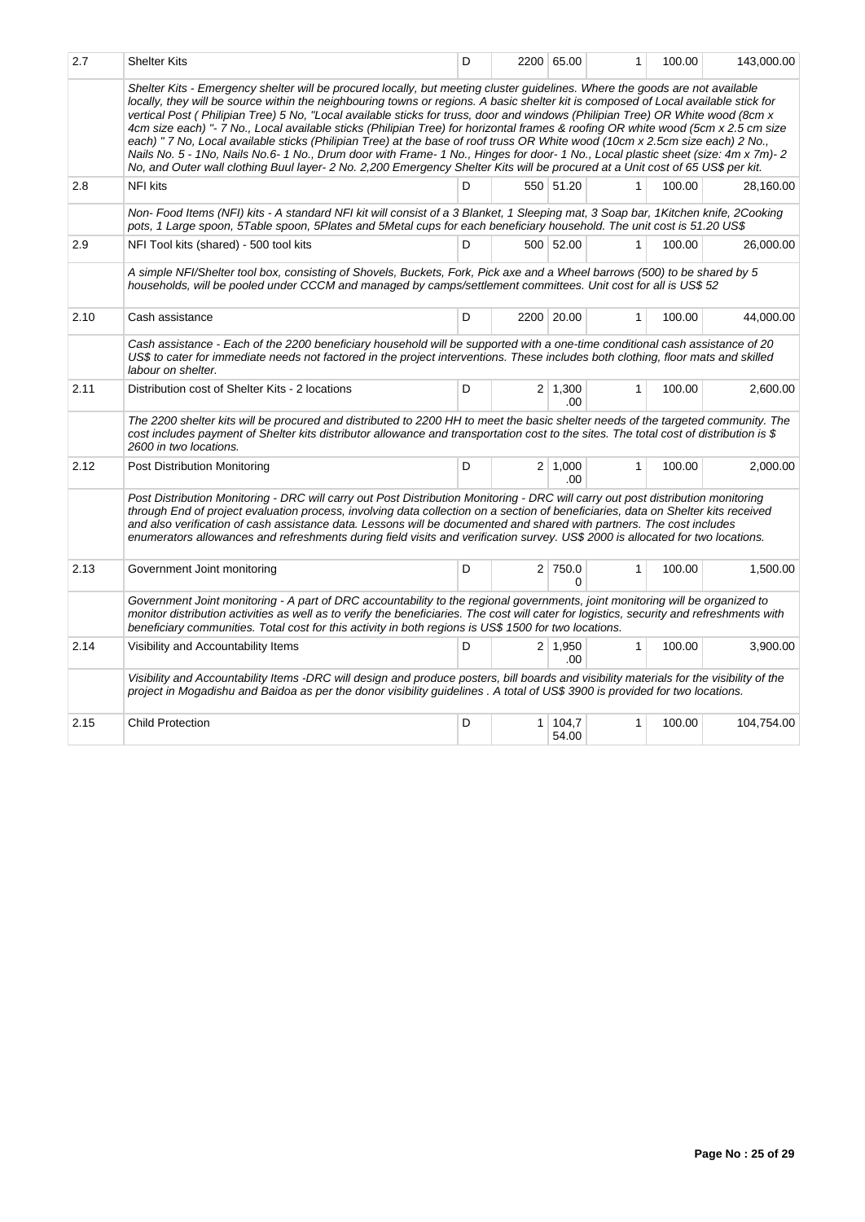| | | | | | | | |
|---|---|---|---|---|---|---|---|
| 2.7 | Shelter Kits | D | 2200 | 65.00 | 1 | 100.00 | 143,000.00 |
| | *Shelter Kits - Emergency shelter will be procured locally, but meeting cluster guidelines. Where the goods are not available locally, they will be source within the neighbouring towns or regions. A basic shelter kit is composed of Local available stick for vertical Post ( Philipian Tree) 5 No, "Local available sticks for truss, door and windows (Philipian Tree) OR White wood (8cm x 4cm size each) "- 7 No., Local available sticks (Philipian Tree) for horizontal frames & roofing OR white wood (5cm x 2.5 cm size each) " 7 No, Local available sticks (Philipian Tree) at the base of roof truss OR White wood (10cm x 2.5cm size each) 2 No., Nails No. 5 - 1No, Nails No.6- 1 No., Drum door with Frame- 1 No., Hinges for door- 1 No., Local plastic sheet (size: 4m x 7m)- 2 No, and Outer wall clothing Buul layer- 2 No. 2,200 Emergency Shelter Kits will be procured at a Unit cost of 65 US$ per kit.* | | | | | | |
| 2.8 | NFI kits | D | 550 | 51.20 | 1 | 100.00 | 28,160.00 |
| | *Non- Food Items (NFI) kits - A standard NFI kit will consist of a 3 Blanket, 1 Sleeping mat, 3 Soap bar, 1Kitchen knife, 2Cooking pots, 1 Large spoon, 5Table spoon, 5Plates and 5Metal cups for each beneficiary household. The unit cost is 51.20 US$* | | | | | | |
| 2.9 | NFI Tool kits (shared) - 500 tool kits | D | 500 | 52.00 | 1 | 100.00 | 26,000.00 |
| | *A simple NFI/Shelter tool box, consisting of Shovels, Buckets, Fork, Pick axe and a Wheel barrows (500) to be shared by 5 households, will be pooled under CCCM and managed by camps/settlement committees. Unit cost for all is US$ 52* | | | | | | |
| 2.10 | Cash assistance | D | 2200 | 20.00 | 1 | 100.00 | 44,000.00 |
| | *Cash assistance - Each of the 2200 beneficiary household will be supported with a one-time conditional cash assistance of 20 US$ to cater for immediate needs not factored in the project interventions. These includes both clothing, floor mats and skilled labour on shelter.* | | | | | | |
| 2.11 | Distribution cost of Shelter Kits - 2 locations | D | 2 | 1,300.00 | 1 | 100.00 | 2,600.00 |
| | *The 2200 shelter kits will be procured and distributed to 2200 HH to meet the basic shelter needs of the targeted community. The cost includes payment of Shelter kits distributor allowance and transportation cost to the sites. The total cost of distribution is $ 2600 in two locations.* | | | | | | |
| 2.12 | Post Distribution Monitoring | D | 2 | 1,000.00 | 1 | 100.00 | 2,000.00 |
| | *Post Distribution Monitoring - DRC will carry out Post Distribution Monitoring - DRC will carry out post distribution monitoring through End of project evaluation process, involving data collection on a section of beneficiaries, data on Shelter kits received and also verification of cash assistance data. Lessons will be documented and shared with partners. The cost includes enumerators allowances and refreshments during field visits and verification survey. US$ 2000 is allocated for two locations.* | | | | | | |
| 2.13 | Government Joint monitoring | D | 2 | 750.00 | 1 | 100.00 | 1,500.00 |
| | *Government Joint monitoring - A part of DRC accountability to the regional governments, joint monitoring will be organized to monitor distribution activities as well as to verify the beneficiaries. The cost will cater for logistics, security and refreshments with beneficiary communities. Total cost for this activity in both regions is US$ 1500 for two locations.* | | | | | | |
| 2.14 | Visibility and Accountability Items | D | 2 | 1,950.00 | 1 | 100.00 | 3,900.00 |
| | *Visibility and Accountability Items -DRC will design and produce posters, bill boards and visibility materials for the visibility of the project in Mogadishu and Baidoa as per the donor visibility guidelines . A total of US$ 3900 is provided for two locations.* | | | | | | |
| 2.15 | Child Protection | D | 1 | 104,754.00 | 1 | 100.00 | 104,754.00 |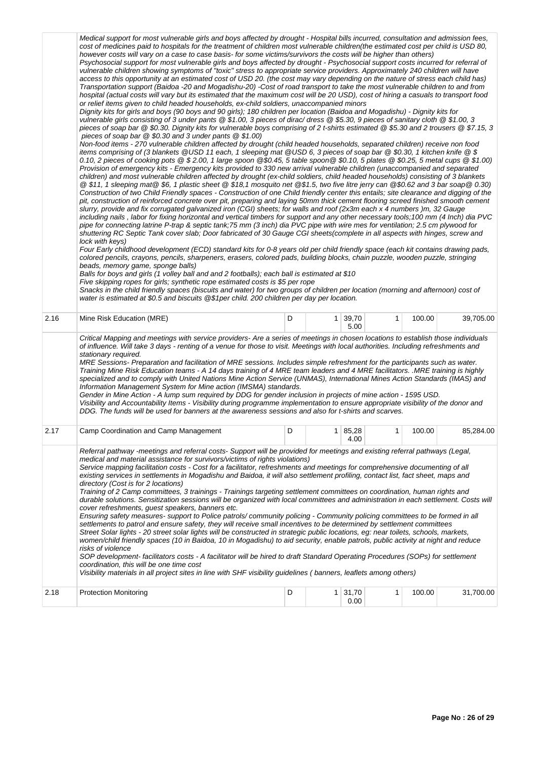| | | | | | | | |
|---|---|---|---|---|---|---|---|
| | *Medical support for most vulnerable girls and boys affected by drought - Hospital bills incurred, consultation and admission fees, cost of medicines paid to hospitals for the treatment of children most vulnerable children(the estimated cost per child is USD 80, however costs will vary on a case to case basis- for some victims/survivors the costs will be higher than others)*<br>*Psychosocial support for most vulnerable girls and boys affected by drought - Psychosocial support costs incurred for referral of vulnerable children showing symptoms of "toxic" stress to appropriate service providers. Approximately 240 children will have access to this opportunity at an estimated cost of USD 20. (the cost may vary depending on the nature of stress each child has)*<br>*Transportation support (Baidoa -20 and Mogadishu-20) -Cost of road transport to take the most vulnerable children to and from hospital (actual costs will vary but its estimated that the maximum cost will be 20 USD), cost of hiring a casuals to transport food or relief items given to child headed households, ex-child soldiers, unaccompanied minors*<br>*Dignity kits for girls and boys (90 boys and 90 girls); 180 children per location (Baidoa and Mogadishu) - Dignity kits for vulnerable girls consisting of 3 under pants @ $1.00, 3 pieces of dirac/ dress @ $5.30, 9 pieces of sanitary cloth @ $1.00, 3 pieces of soap bar @ $0.30. Dignity kits for vulnerable boys comprising of 2 t-shirts estimated @ $5.30 and 2 trousers @ $7.15, 3 pieces of soap bar @ $0.30 and 3 under pants @ $1.00)*<br>*Non-food items - 270 vulnerable children affected by drought (child headed households, separated children) receive non food items comprising of (3 blankets @USD 11 each, 1 sleeping mat @USD 6, 3 pieces of soap bar @ $0.30, 1 kitchen knife @ $ 0.10, 2 pieces of cooking pots @ $ 2.00, 1 large spoon @$0.45, 5 table spoon@ $0.10, 5 plates @ $0.25, 5 metal cups @ $1.00)*<br>*Provision of emergency kits - Emergency kits provided to 330 new arrival vulnerable children (unaccompanied and separated children) and most vulnerable children affected by drought (ex-child soldiers, child headed households) consisting of 3 blankets @ $11, 1 sleeping mat@ $6, 1 plastic sheet @ $18,1 mosquito net @$1.5, two five litre jerry can @$0.62 and 3 bar soap@ 0.30)*<br>*Construction of two Child Friendly spaces - Construction of one Child friendly center this entails; site clearance and digging of the pit, construction of reinforced concrete over pit, preparing and laying 50mm thick cement flooring screed finished smooth cement slurry, provide and fix corrugated galvanized iron (CGI) sheets; for walls and roof (2x3m each x 4 numbers )m, 32 Gauge including nails , labor for fixing horizontal and vertical timbers for support and any other necessary tools;100 mm (4 Inch) dia PVC pipe for connecting latrine P-trap & septic tank;75 mm (3 inch) dia PVC pipe with wire mes for ventilation; 2.5 cm plywood for shuttering RC Septic Tank cover slab; Door fabricated of 30 Gauge CGI sheets(complete in all aspects with hinges, screw and lock with keys)*<br>*Four Early childhood development (ECD) standard kits for 0-8 years old per child friendly space (each kit contains drawing pads, colored pencils, crayons, pencils, sharpeners, erasers, colored pads, building blocks, chain puzzle, wooden puzzle, stringing beads, memory game, sponge balls)*<br>*Balls for boys and girls (1 volley ball and and 2 footballs); each ball is estimated at $10*<br>*Five skipping ropes for girls; synthetic rope estimated costs is $5 per rope*<br>*Snacks in the child friendly spaces (biscuits and water) for two groups of children per location (morning and afternoon) cost of water is estimated at $0.5 and biscuits @$1per child. 200 children per day per location.* | | | | | | |
| 2.16 | Mine Risk Education (MRE) | D | 1 | 39,705.00 | 1 | 100.00 | 39,705.00 |
| | *Critical Mapping and meetings with service providers- Are a series of meetings in chosen locations to establish those individuals of influence. Will take 3 days - renting of a venue for those to visit. Meetings with local authorities. Including refreshments and stationary required.*<br>*MRE Sessions- Preparation and facilitation of MRE sessions. Includes simple refreshment for the participants such as water.*<br>*Training Mine Risk Education teams - A 14 days training of 4 MRE team leaders and 4 MRE facilitators. .MRE training is highly specialized and to comply with United Nations Mine Action Service (UNMAS), International Mines Action Standards (IMAS) and Information Management System for Mine action (IMSMA) standards.*<br>*Gender in Mine Action - A lump sum required by DDG for gender inclusion in projects of mine action - 1595 USD.*<br>*Visibility and Accountability Items - Visibility during programme implementation to ensure appropriate visibility of the donor and DDG. The funds will be used for banners at the awareness sessions and also for t-shirts and scarves.* | | | | | | |
| 2.17 | Camp Coordination and Camp Management | D | 1 | 85,284.00 | 1 | 100.00 | 85,284.00 |
| | *Referral pathway -meetings and referral costs- Support will be provided for meetings and existing referral pathways (Legal, medical and material assistance for survivors/victims of rights violations)*<br>*Service mapping facilitation costs - Cost for a facilitator, refreshments and meetings for comprehensive documenting of all existing services in settlements in Mogadishu and Baidoa, it will also settlement profiling, contact list, fact sheet, maps and directory (Cost is for 2 locations)*<br>*Training of 2 Camp committees, 3 trainings - Trainings targeting settlement committees on coordination, human rights and durable solutions. Sensitization sessions will be organized with local committees and administration in each settlement. Costs will cover refreshments, guest speakers, banners etc.*<br>*Ensuring safety measures- support to Police patrols/ community policing - Community policing committees to be formed in all settlements to patrol and ensure safety, they will receive small incentives to be determined by settlement committees*<br>*Street Solar lights - 20 street solar lights will be constructed in strategic public locations, eg: near toilets, schools, markets, women/child friendly spaces (10 in Baidoa, 10 in Mogadishu) to aid security, enable patrols, public activity at night and reduce risks of violence*<br>*SOP development- facilitators costs - A facilitator will be hired to draft Standard Operating Procedures (SOPs) for settlement coordination, this will be one time cost*<br>*Visibility materials in all project sites in line with SHF visibility guidelines ( banners, leaflets among others)* | | | | | | |
| 2.18 | Protection Monitoring | D | 1 | 31,700.00 | 1 | 100.00 | 31,700.00 |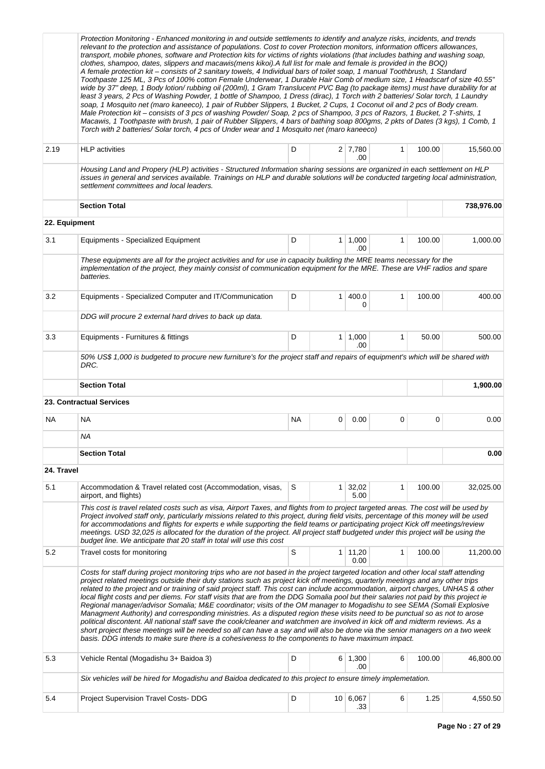| | | | | | | | |
|---|---|---|---|---|---|---|---|
| | *Protection Monitoring - Enhanced monitoring in and outside settlements to identify and analyze risks, incidents, and trends relevant to the protection and assistance of populations. Cost to cover Protection monitors, information officers allowances, transport, mobile phones, software and Protection kits for victims of rights violations (that includes bathing and washing soap, clothes, shampoo, dates, slippers and macawis(mens kikoi).A full list for male and female is provided in the BOQ)<br>A female protection kit – consists of 2 sanitary towels, 4 Individual bars of toilet soap, 1 manual Toothbrush, 1 Standard Toothpaste 125 ML, 3 Pcs of 100% cotton Female Underwear, 1 Durable Hair Comb of medium size, 1 Headscarf of size 40.55" wide by 37" deep, 1 Body lotion/ rubbing oil (200ml), 1 Gram Translucent PVC Bag (to package items) must have durability for at least 3 years, 2 Pcs of Washing Powder, 1 bottle of Shampoo, 1 Dress (dirac), 1 Torch with 2 batteries/ Solar torch, 1 Laundry soap, 1 Mosquito net (maro kaneeco), 1 pair of Rubber Slippers, 1 Bucket, 2 Cups, 1 Coconut oil and 2 pcs of Body cream.<br>Male Protection kit – consists of 3 pcs of washing Powder/ Soap, 2 pcs of Shampoo, 3 pcs of Razors, 1 Bucket, 2 T-shirts, 1 Macawis, 1 Toothpaste with brush, 1 pair of Rubber Slippers, 4 bars of bathing soap 800gms, 2 pkts of Dates (3 kgs), 1 Comb, 1 Torch with 2 batteries/ Solar torch, 4 pcs of Under wear and 1 Mosquito net (maro kaneeco)* | | | | | | |
| 2.19 | HLP activities | D | 2 | 7,780.00 | 1 | 100.00 | 15,560.00 |
| | *Housing Land and Propery (HLP) activities - Structured Information sharing sessions are organized in each settlement on HLP issues in general and services available. Trainings on HLP and durable solutions will be conducted targeting local administration, settlement committees and local leaders.* | | | | | | |
| | **Section Total** | | | | | | **738,976.00** |
| **22. Equipment** | | | | | | | |
| 3.1 | Equipments - Specialized Equipment | D | 1 | 1,000.00 | 1 | 100.00 | 1,000.00 |
| | *These equipments are all for the project activities and for use in capacity building the MRE teams necessary for the implementation of the project, they mainly consist of communication equipment for the MRE. These are VHF radios and spare batteries.* | | | | | | |
| 3.2 | Equipments - Specialized Computer and IT/Communication | D | 1 | 400.00 | 1 | 100.00 | 400.00 |
| | *DDG will procure 2 external hard drives to back up data.* | | | | | | |
| 3.3 | Equipments - Furnitures & fittings | D | 1 | 1,000.00 | 1 | 50.00 | 500.00 |
| | *50% US$ 1,000 is budgeted to procure new furniture's for the project staff and repairs of equipment's which will be shared with DRC.* | | | | | | |
| | **Section Total** | | | | | | **1,900.00** |
| **23. Contractual Services** | | | | | | | |
| NA | NA | NA | 0 | 0.00 | 0 | 0 | 0.00 |
| | *NA* | | | | | | |
| | **Section Total** | | | | | | **0.00** |
| **24. Travel** | | | | | | | |
| 5.1 | Accommodation & Travel related cost (Accommodation, visas, airport, and flights) | S | 1 | 32,025.00 | 1 | 100.00 | 32,025.00 |
| | *This cost is travel related costs such as visa, Airport Taxes, and flights from to project targeted areas. The cost will be used by Project involved staff only, particularly missions related to this project, during field visits, percentage of this money will be used for accommodations and flights for experts e while supporting the field teams or participating project Kick off meetings/review meetings. USD 32,025 is allocated for the duration of the project. All project staff budgeted under this project will be using the budget line. We anticipate that 20 staff in total will use this cost* | | | | | | |
| 5.2 | Travel costs for monitoring | S | 1 | 11,200.00 | 1 | 100.00 | 11,200.00 |
| | *Costs for staff during project monitoring trips who are not based in the project targeted location and other local staff attending project related meetings outside their duty stations such as project kick off meetings, quarterly meetings and any other trips related to the project and or training of said project staff. This cost can include accommodation, airport charges, UNHAS & other local flight costs and per diems. For staff visits that are from the DDG Somalia pool but their salaries not paid by this project ie Regional manager/advisor Somalia; M&E coordinator; visits of the OM manager to Mogadishu to see SEMA (Somali Explosive Managment Authority) and corresponding ministries. As a disputed region these visits need to be punctual so as not to arose political discontent. All national staff save the cook/cleaner and watchmen are involved in kick off and midterm reviews. As a short project these meetings will be needed so all can have a say and will also be done via the senior managers on a two week basis. DDG intends to make sure there is a cohesiveness to the components to have maximum impact.* | | | | | | |
| 5.3 | Vehicle Rental (Mogadishu 3+ Baidoa 3) | D | 6 | 1,300.00 | 6 | 100.00 | 46,800.00 |
| | *Six vehicles will be hired for Mogadishu and Baidoa dedicated to this project to ensure timely implemetation.* | | | | | | |
| 5.4 | Project Supervision Travel Costs- DDG | D | 10 | 6,067.33 | 6 | 1.25 | 4,550.50 |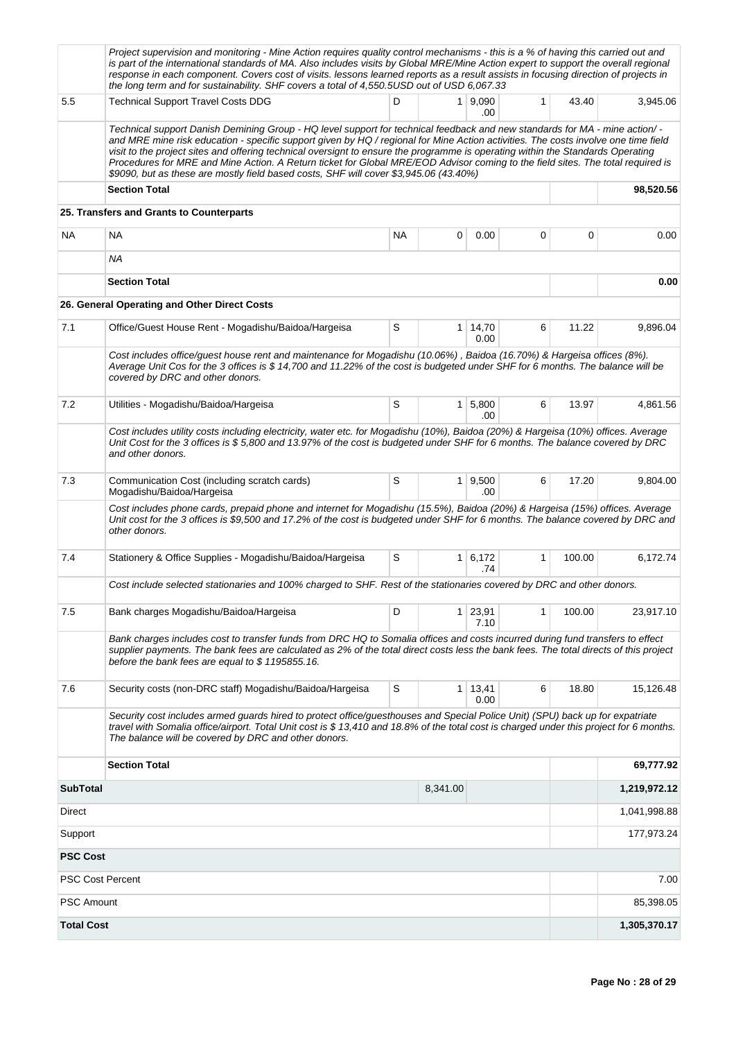| | | | | | | | |
|---|---|---|---|---|---|---|---|
| | *Project supervision and monitoring - Mine Action requires quality control mechanisms - this is a % of having this carried out and is part of the international standards of MA. Also includes visits by Global MRE/Mine Action expert to support the overall regional response in each component. Covers cost of visits. lessons learned reports as a result assists in focusing direction of projects in the long term and for sustainability. SHF covers a total of 4,550.5USD out of USD 6,067.33* | | | | | | |
| 5.5 | Technical Support Travel Costs DDG | D | 1 | 9,090.00 | 1 | 43.40 | 3,945.06 |
| | *Technical support Danish Demining Group - HQ level support for technical feedback and new standards for MA - mine action/ - and MRE mine risk education - specific support given by HQ / regional for Mine Action activities. The costs involve one time field visit to the project sites and offering technical oversignt to ensure the programme is operating within the Standards Operating Procedures for MRE and Mine Action. A Return ticket for Global MRE/EOD Advisor coming to the field sites. The total required is $9090, but as these are mostly field based costs, SHF will cover $3,945.06 (43.40%)* | | | | | | |
| | **Section Total** | | | | | | **98,520.56** |
| | **25. Transfers and Grants to Counterparts** | | | | | | |
| NA | NA | NA | 0 | 0.00 | 0 | 0 | 0.00 |
| | *NA* | | | | | | |
| | **Section Total** | | | | | | **0.00** |
| | **26. General Operating and Other Direct Costs** | | | | | | |
| 7.1 | Office/Guest House Rent - Mogadishu/Baidoa/Hargeisa | S | 1 | 14,700.00 | 6 | 11.22 | 9,896.04 |
| | *Cost includes office/guest house rent and maintenance for Mogadishu (10.06%) , Baidoa (16.70%) & Hargeisa offices (8%). Average Unit Cos for the 3 offices is $ 14,700 and 11.22% of the cost is budgeted under SHF for 6 months. The balance will be covered by DRC and other donors.* | | | | | | |
| 7.2 | Utilities - Mogadishu/Baidoa/Hargeisa | S | 1 | 5,800.00 | 6 | 13.97 | 4,861.56 |
| | *Cost includes utility costs including electricity, water etc. for Mogadishu (10%), Baidoa (20%) & Hargeisa (10%) offices. Average Unit Cost for the 3 offices is $ 5,800 and 13.97% of the cost is budgeted under SHF for 6 months. The balance covered by DRC and other donors.* | | | | | | |
| 7.3 | Communication Cost (including scratch cards) Mogadishu/Baidoa/Hargeisa | S | 1 | 9,500.00 | 6 | 17.20 | 9,804.00 |
| | *Cost includes phone cards, prepaid phone and internet for Mogadishu (15.5%), Baidoa (20%) & Hargeisa (15%) offices. Average Unit cost for the 3 offices is $9,500 and 17.2% of the cost is budgeted under SHF for 6 months. The balance covered by DRC and other donors.* | | | | | | |
| 7.4 | Stationery & Office Supplies - Mogadishu/Baidoa/Hargeisa | S | 1 | 6,172.74 | 1 | 100.00 | 6,172.74 |
| | *Cost include selected stationaries and 100% charged to SHF. Rest of the stationaries covered by DRC and other donors.* | | | | | | |
| 7.5 | Bank charges Mogadishu/Baidoa/Hargeisa | D | 1 | 23,917.10 | 1 | 100.00 | 23,917.10 |
| | *Bank charges includes cost to transfer funds from DRC HQ to Somalia offices and costs incurred during fund transfers to effect supplier payments. The bank fees are calculated as 2% of the total direct costs less the bank fees. The total directs of this project before the bank fees are equal to $ 1195855.16.* | | | | | | |
| 7.6 | Security costs (non-DRC staff) Mogadishu/Baidoa/Hargeisa | S | 1 | 13,410.00 | 6 | 18.80 | 15,126.48 |
| | *Security cost includes armed guards hired to protect office/guesthouses and Special Police Unit) (SPU) back up for expatriate travel with Somalia office/airport. Total Unit cost is $ 13,410 and 18.8% of the total cost is charged under this project for 6 months. The balance will be covered by DRC and other donors.* | | | | | | |
| | **Section Total** | | | | | | **69,777.92** |
| **SubTotal** | | | 8,341.00 | | | | **1,219,972.12** |
| Direct | | | | | | | 1,041,998.88 |
| Support | | | | | | | 177,973.24 |
| **PSC Cost** | | | | | | | |
| PSC Cost Percent | | | | | | | 7.00 |
| PSC Amount | | | | | | | 85,398.05 |
| **Total Cost** | | | | | | | **1,305,370.17** |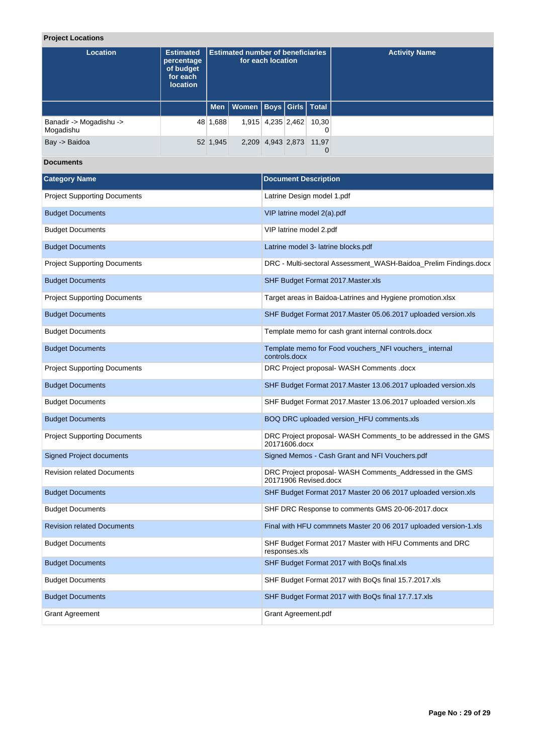**Project Locations**

| Location | Estimated percentage of budget for each location | Estimated number of beneficiaries for each location | | | | | Activity Name |
|---|---|---|---|---|---|---|---|
| | | Men | Women | Boys | Girls | Total | |
| Banadir -> Mogadishu -> Mogadishu | 48 | 1,688 | 1,915 | 4,235 | 2,462 | 10,300 | |
| Bay -> Baidoa | 52 | 1,945 | 2,209 | 4,943 | 2,873 | 11,970 | |

**Documents**

| Category Name | Document Description |
|---|---|
| Project Supporting Documents | Latrine Design model 1.pdf |
| Budget Documents | VIP latrine model 2(a).pdf |
| Budget Documents | VIP latrine model 2.pdf |
| Budget Documents | Latrine model 3- latrine blocks.pdf |
| Project Supporting Documents | DRC - Multi-sectoral Assessment_WASH-Baidoa_Prelim Findings.docx |
| Budget Documents | SHF Budget Format 2017.Master.xls |
| Project Supporting Documents | Target areas in Baidoa-Latrines and Hygiene promotion.xlsx |
| Budget Documents | SHF Budget Format 2017.Master 05.06.2017 uploaded version.xls |
| Budget Documents | Template memo for cash grant internal controls.docx |
| Budget Documents | Template memo for Food vouchers_NFI vouchers_ internal controls.docx |
| Project Supporting Documents | DRC Project proposal- WASH Comments .docx |
| Budget Documents | SHF Budget Format 2017.Master 13.06.2017 uploaded version.xls |
| Budget Documents | SHF Budget Format 2017.Master 13.06.2017 uploaded version.xls |
| Budget Documents | BOQ DRC uploaded version_HFU comments.xls |
| Project Supporting Documents | DRC Project proposal- WASH Comments_to be addressed in the GMS 20171606.docx |
| Signed Project documents | Signed Memos - Cash Grant and NFI Vouchers.pdf |
| Revision related Documents | DRC Project proposal- WASH Comments_Addressed in the GMS 20171906 Revised.docx |
| Budget Documents | SHF Budget Format 2017 Master 20 06 2017 uploaded version.xls |
| Budget Documents | SHF DRC Response to comments GMS 20-06-2017.docx |
| Revision related Documents | Final with HFU commnets Master 20 06 2017 uploaded version-1.xls |
| Budget Documents | SHF Budget Format 2017 Master with HFU Comments and DRC responses.xls |
| Budget Documents | SHF Budget Format 2017 with BoQs final.xls |
| Budget Documents | SHF Budget Format 2017 with BoQs final 15.7.2017.xls |
| Budget Documents | SHF Budget Format 2017 with BoQs final 17.7.17.xls |
| Grant Agreement | Grant Agreement.pdf |